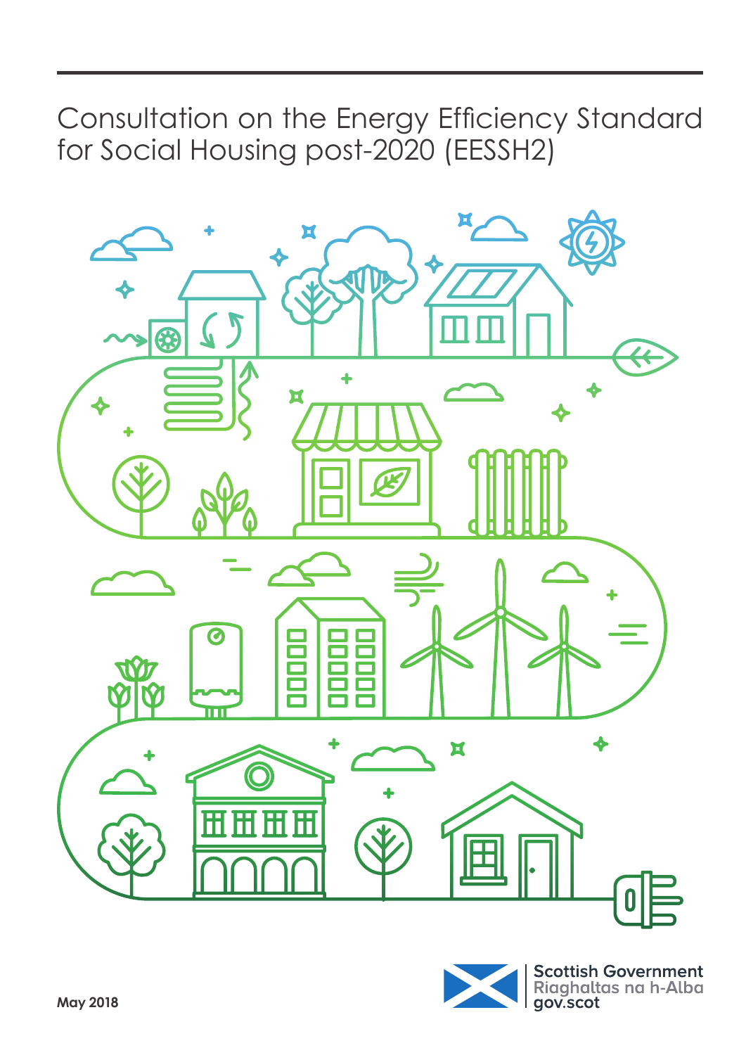# Consultation on the Energy Efficiency Standard for Social Housing post-2020 (EESSH2)

Scottish Government
Riaghaltas na h-Alba
gov.scot

**May 2018**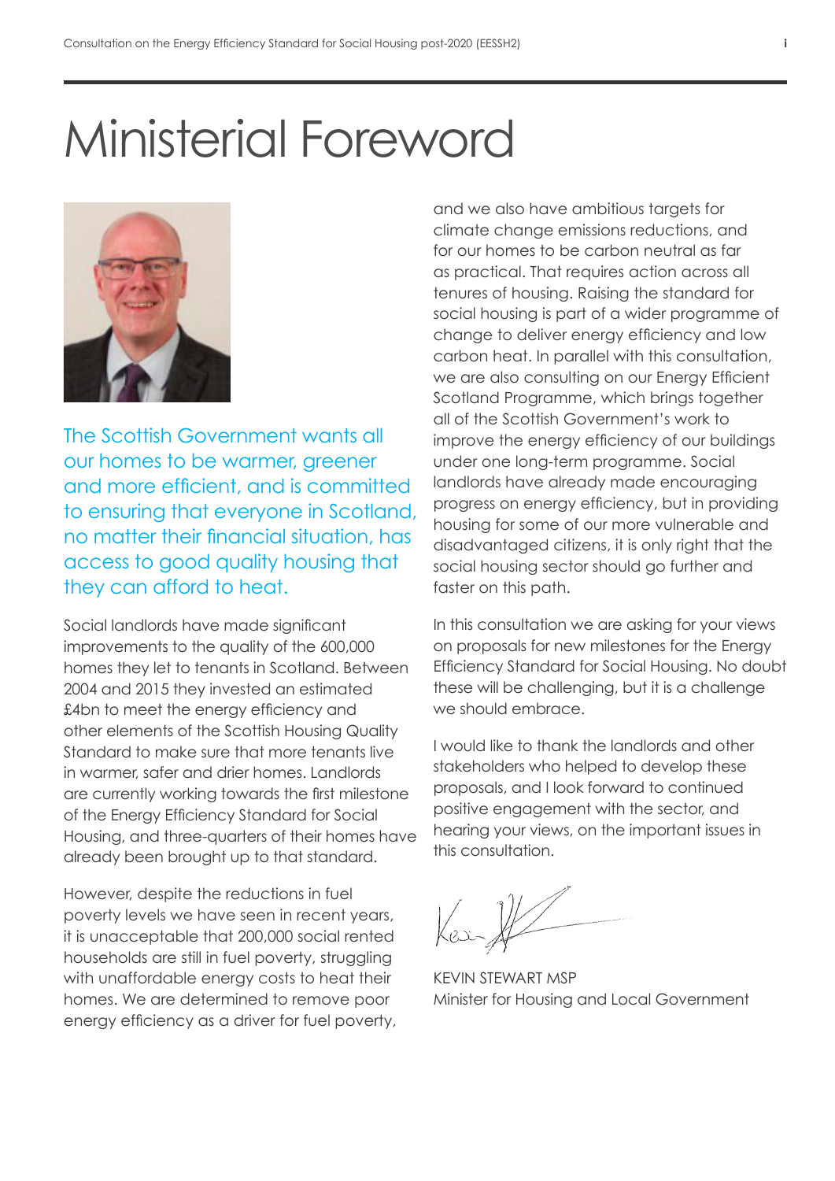# Ministerial Foreword

The Scottish Government wants all our homes to be warmer, greener and more efficient, and is committed to ensuring that everyone in Scotland, no matter their financial situation, has access to good quality housing that they can afford to heat.

Social landlords have made significant improvements to the quality of the 600,000 homes they let to tenants in Scotland. Between 2004 and 2015 they invested an estimated £4bn to meet the energy efficiency and other elements of the Scottish Housing Quality Standard to make sure that more tenants live in warmer, safer and drier homes. Landlords are currently working towards the first milestone of the Energy Efficiency Standard for Social Housing, and three-quarters of their homes have already been brought up to that standard.

However, despite the reductions in fuel poverty levels we have seen in recent years, it is unacceptable that 200,000 social rented households are still in fuel poverty, struggling with unaffordable energy costs to heat their homes. We are determined to remove poor energy efficiency as a driver for fuel poverty, and we also have ambitious targets for climate change emissions reductions, and for our homes to be carbon neutral as far as practical. That requires action across all tenures of housing. Raising the standard for social housing is part of a wider programme of change to deliver energy efficiency and low carbon heat. In parallel with this consultation, we are also consulting on our Energy Efficient Scotland Programme, which brings together all of the Scottish Government's work to improve the energy efficiency of our buildings under one long-term programme. Social landlords have already made encouraging progress on energy efficiency, but in providing housing for some of our more vulnerable and disadvantaged citizens, it is only right that the social housing sector should go further and faster on this path.

In this consultation we are asking for your views on proposals for new milestones for the Energy Efficiency Standard for Social Housing. No doubt these will be challenging, but it is a challenge we should embrace.

I would like to thank the landlords and other stakeholders who helped to develop these proposals, and I look forward to continued positive engagement with the sector, and hearing your views, on the important issues in this consultation.

KEVIN STEWART MSP
Minister for Housing and Local Government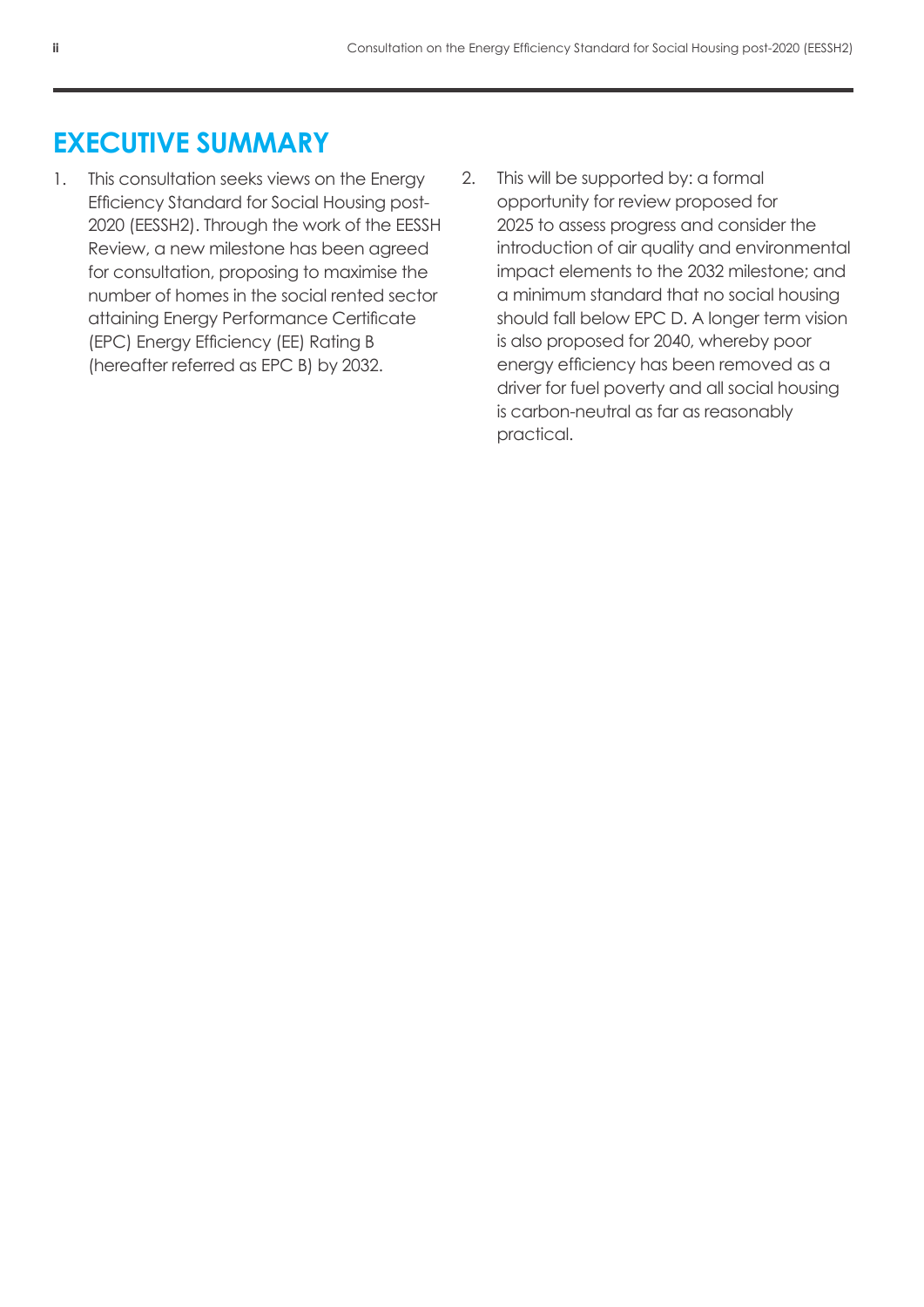# EXECUTIVE SUMMARY

1. This consultation seeks views on the Energy Efficiency Standard for Social Housing post-2020 (EESSH2). Through the work of the EESSH Review, a new milestone has been agreed for consultation, proposing to maximise the number of homes in the social rented sector attaining Energy Performance Certificate (EPC) Energy Efficiency (EE) Rating B (hereafter referred as EPC B) by 2032.

2. This will be supported by: a formal opportunity for review proposed for 2025 to assess progress and consider the introduction of air quality and environmental impact elements to the 2032 milestone; and a minimum standard that no social housing should fall below EPC D. A longer term vision is also proposed for 2040, whereby poor energy efficiency has been removed as a driver for fuel poverty and all social housing is carbon-neutral as far as reasonably practical.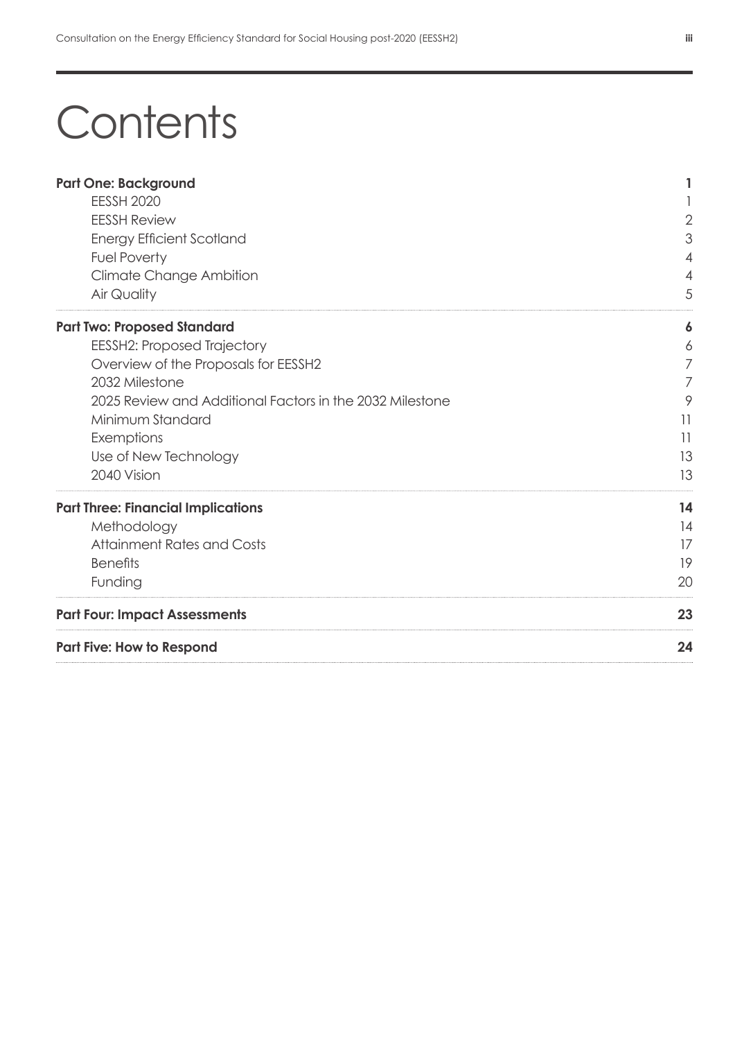# Contents

| | |
|---|---|
| **Part One: Background** | **1** |
| EESSH 2020 | 1 |
| EESSH Review | 2 |
| Energy Efficient Scotland | 3 |
| Fuel Poverty | 4 |
| Climate Change Ambition | 4 |
| Air Quality | 5 |
| **Part Two: Proposed Standard** | **6** |
| EESSH2: Proposed Trajectory | 6 |
| Overview of the Proposals for EESSH2 | 7 |
| 2032 Milestone | 7 |
| 2025 Review and Additional Factors in the 2032 Milestone | 9 |
| Minimum Standard | 11 |
| Exemptions | 11 |
| Use of New Technology | 13 |
| 2040 Vision | 13 |
| **Part Three: Financial Implications** | **14** |
| Methodology | 14 |
| Attainment Rates and Costs | 17 |
| Benefits | 19 |
| Funding | 20 |
| **Part Four: Impact Assessments** | **23** |
| **Part Five: How to Respond** | **24** |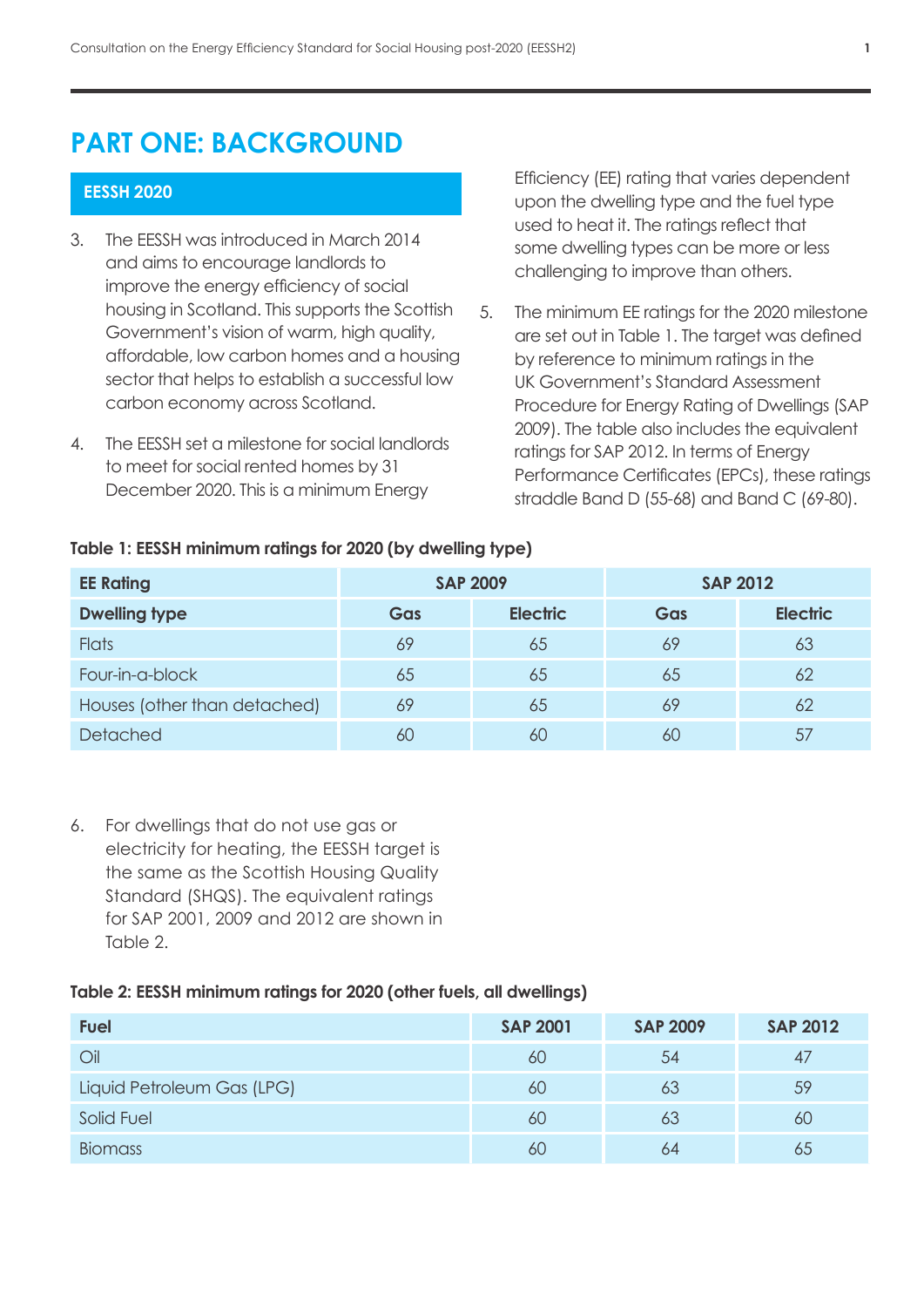# PART ONE: BACKGROUND

## EESSH 2020

3. The EESSH was introduced in March 2014 and aims to encourage landlords to improve the energy efficiency of social housing in Scotland. This supports the Scottish Government's vision of warm, high quality, affordable, low carbon homes and a housing sector that helps to establish a successful low carbon economy across Scotland.

4. The EESSH set a milestone for social landlords to meet for social rented homes by 31 December 2020. This is a minimum Energy Efficiency (EE) rating that varies dependent upon the dwelling type and the fuel type used to heat it. The ratings reflect that some dwelling types can be more or less challenging to improve than others.

5. The minimum EE ratings for the 2020 milestone are set out in Table 1. The target was defined by reference to minimum ratings in the UK Government's Standard Assessment Procedure for Energy Rating of Dwellings (SAP 2009). The table also includes the equivalent ratings for SAP 2012. In terms of Energy Performance Certificates (EPCs), these ratings straddle Band D (55-68) and Band C (69-80).

**Table 1: EESSH minimum ratings for 2020 (by dwelling type)**

| EE Rating | SAP 2009 | | SAP 2012 | |
|---|---|---|---|---|
| **Dwelling type** | **Gas** | **Electric** | **Gas** | **Electric** |
| Flats | 69 | 65 | 69 | 63 |
| Four-in-a-block | 65 | 65 | 65 | 62 |
| Houses (other than detached) | 69 | 65 | 69 | 62 |
| Detached | 60 | 60 | 60 | 57 |

6. For dwellings that do not use gas or electricity for heating, the EESSH target is the same as the Scottish Housing Quality Standard (SHQS). The equivalent ratings for SAP 2001, 2009 and 2012 are shown in Table 2.

**Table 2: EESSH minimum ratings for 2020 (other fuels, all dwellings)**

| Fuel | SAP 2001 | SAP 2009 | SAP 2012 |
|---|---|---|---|
| Oil | 60 | 54 | 47 |
| Liquid Petroleum Gas (LPG) | 60 | 63 | 59 |
| Solid Fuel | 60 | 63 | 60 |
| Biomass | 60 | 64 | 65 |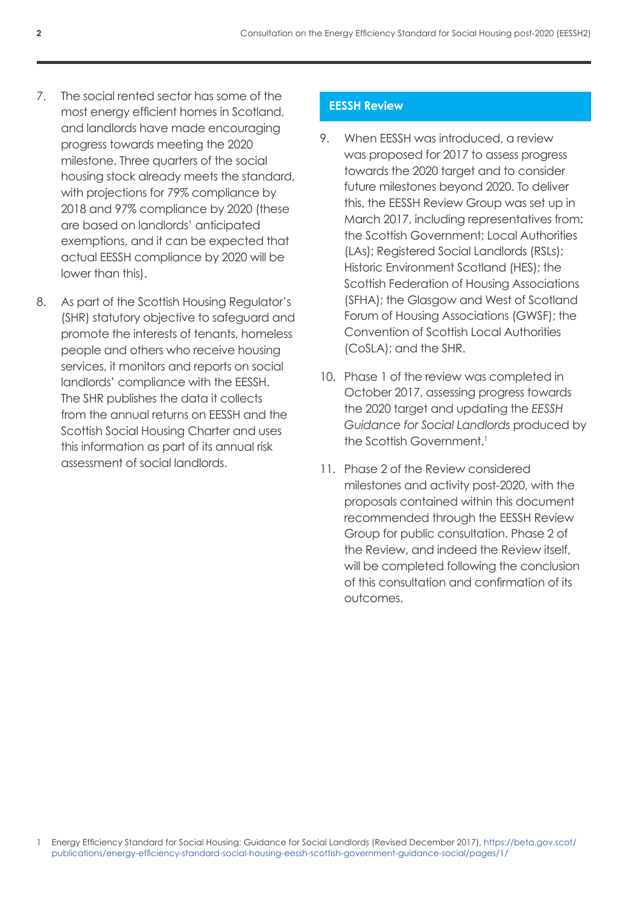7. The social rented sector has some of the most energy efficient homes in Scotland, and landlords have made encouraging progress towards meeting the 2020 milestone. Three quarters of the social housing stock already meets the standard, with projections for 79% compliance by 2018 and 97% compliance by 2020 (these are based on landlords' anticipated exemptions, and it can be expected that actual EESSH compliance by 2020 will be lower than this).

8. As part of the Scottish Housing Regulator's (SHR) statutory objective to safeguard and promote the interests of tenants, homeless people and others who receive housing services, it monitors and reports on social landlords' compliance with the EESSH. The SHR publishes the data it collects from the annual returns on EESSH and the Scottish Social Housing Charter and uses this information as part of its annual risk assessment of social landlords.

## EESSH Review

9. When EESSH was introduced, a review was proposed for 2017 to assess progress towards the 2020 target and to consider future milestones beyond 2020. To deliver this, the EESSH Review Group was set up in March 2017, including representatives from: the Scottish Government; Local Authorities (LAs); Registered Social Landlords (RSLs); Historic Environment Scotland (HES); the Scottish Federation of Housing Associations (SFHA); the Glasgow and West of Scotland Forum of Housing Associations (GWSF); the Convention of Scottish Local Authorities (CoSLA); and the SHR.

10. Phase 1 of the review was completed in October 2017, assessing progress towards the 2020 target and updating the *EESSH Guidance for Social Landlords* produced by the Scottish Government.[1]

11. Phase 2 of the Review considered milestones and activity post-2020, with the proposals contained within this document recommended through the EESSH Review Group for public consultation. Phase 2 of the Review, and indeed the Review itself, will be completed following the conclusion of this consultation and confirmation of its outcomes.

1 Energy Efficiency Standard for Social Housing: Guidance for Social Landlords (Revised December 2017), https://beta.gov.scot/publications/energy-efficiency-standard-social-housing-eessh-scottish-government-guidance-social/pages/1/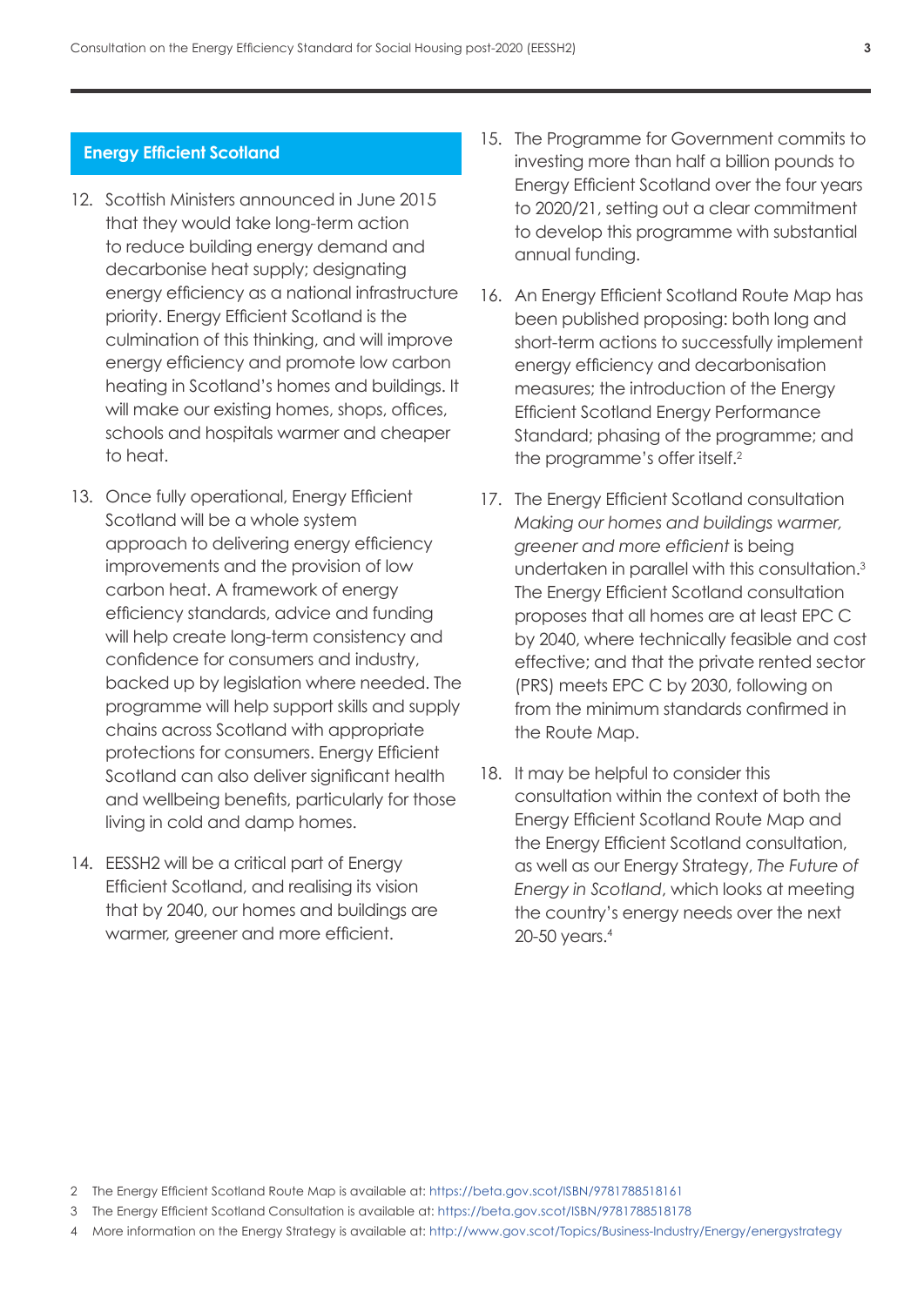## Energy Efficient Scotland

12. Scottish Ministers announced in June 2015 that they would take long-term action to reduce building energy demand and decarbonise heat supply; designating energy efficiency as a national infrastructure priority. Energy Efficient Scotland is the culmination of this thinking, and will improve energy efficiency and promote low carbon heating in Scotland's homes and buildings. It will make our existing homes, shops, offices, schools and hospitals warmer and cheaper to heat.

13. Once fully operational, Energy Efficient Scotland will be a whole system approach to delivering energy efficiency improvements and the provision of low carbon heat. A framework of energy efficiency standards, advice and funding will help create long-term consistency and confidence for consumers and industry, backed up by legislation where needed. The programme will help support skills and supply chains across Scotland with appropriate protections for consumers. Energy Efficient Scotland can also deliver significant health and wellbeing benefits, particularly for those living in cold and damp homes.

14. EESSH2 will be a critical part of Energy Efficient Scotland, and realising its vision that by 2040, our homes and buildings are warmer, greener and more efficient.

15. The Programme for Government commits to investing more than half a billion pounds to Energy Efficient Scotland over the four years to 2020/21, setting out a clear commitment to develop this programme with substantial annual funding.

16. An Energy Efficient Scotland Route Map has been published proposing: both long and short-term actions to successfully implement energy efficiency and decarbonisation measures; the introduction of the Energy Efficient Scotland Energy Performance Standard; phasing of the programme; and the programme's offer itself.[2]

17. The Energy Efficient Scotland consultation *Making our homes and buildings warmer, greener and more efficient* is being undertaken in parallel with this consultation.[3] The Energy Efficient Scotland consultation proposes that all homes are at least EPC C by 2040, where technically feasible and cost effective; and that the private rented sector (PRS) meets EPC C by 2030, following on from the minimum standards confirmed in the Route Map.

18. It may be helpful to consider this consultation within the context of both the Energy Efficient Scotland Route Map and the Energy Efficient Scotland consultation, as well as our Energy Strategy, *The Future of Energy in Scotland*, which looks at meeting the country's energy needs over the next 20-50 years.[4]

---

2 The Energy Efficient Scotland Route Map is available at: https://beta.gov.scot/ISBN/9781788518161

3 The Energy Efficient Scotland Consultation is available at: https://beta.gov.scot/ISBN/9781788518178

4 More information on the Energy Strategy is available at: http://www.gov.scot/Topics/Business-Industry/Energy/energystrategy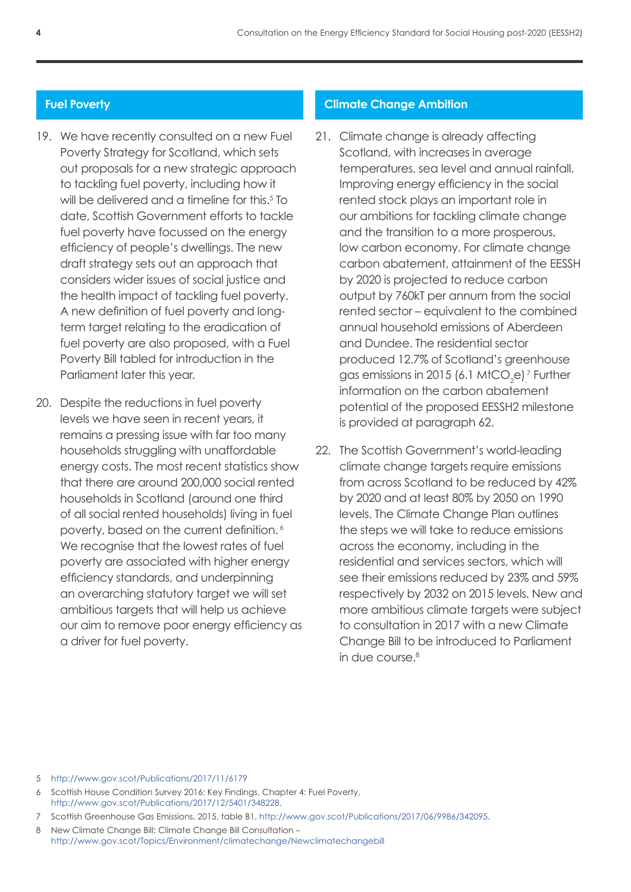## Fuel Poverty

19. We have recently consulted on a new Fuel Poverty Strategy for Scotland, which sets out proposals for a new strategic approach to tackling fuel poverty, including how it will be delivered and a timeline for this.[5] To date, Scottish Government efforts to tackle fuel poverty have focussed on the energy efficiency of people's dwellings. The new draft strategy sets out an approach that considers wider issues of social justice and the health impact of tackling fuel poverty. A new definition of fuel poverty and long-term target relating to the eradication of fuel poverty are also proposed, with a Fuel Poverty Bill tabled for introduction in the Parliament later this year.

20. Despite the reductions in fuel poverty levels we have seen in recent years, it remains a pressing issue with far too many households struggling with unaffordable energy costs. The most recent statistics show that there are around 200,000 social rented households in Scotland (around one third of all social rented households) living in fuel poverty, based on the current definition.[6] We recognise that the lowest rates of fuel poverty are associated with higher energy efficiency standards, and underpinning an overarching statutory target we will set ambitious targets that will help us achieve our aim to remove poor energy efficiency as a driver for fuel poverty.

## Climate Change Ambition

21. Climate change is already affecting Scotland, with increases in average temperatures, sea level and annual rainfall. Improving energy efficiency in the social rented stock plays an important role in our ambitions for tackling climate change and the transition to a more prosperous, low carbon economy. For climate change carbon abatement, attainment of the EESSH by 2020 is projected to reduce carbon output by 760kT per annum from the social rented sector – equivalent to the combined annual household emissions of Aberdeen and Dundee. The residential sector produced 12.7% of Scotland's greenhouse gas emissions in 2015 (6.1 $MtCO_2e$).[7] Further information on the carbon abatement potential of the proposed EESSH2 milestone is provided at paragraph 62.

22. The Scottish Government's world-leading climate change targets require emissions from across Scotland to be reduced by 42% by 2020 and at least 80% by 2050 on 1990 levels. The Climate Change Plan outlines the steps we will take to reduce emissions across the economy, including in the residential and services sectors, which will see their emissions reduced by 23% and 59% respectively by 2032 on 2015 levels. New and more ambitious climate targets were subject to consultation in 2017 with a new Climate Change Bill to be introduced to Parliament in due course.[8]

---

5 http://www.gov.scot/Publications/2017/11/6179

6 Scottish House Condition Survey 2016: Key Findings, Chapter 4: Fuel Poverty, http://www.gov.scot/Publications/2017/12/5401/348228.

7 Scottish Greenhouse Gas Emissions, 2015, table B1, http://www.gov.scot/Publications/2017/06/9986/342095.

8 New Climate Change Bill: Climate Change Bill Consultation – http://www.gov.scot/Topics/Environment/climatechange/Newclimatechangebill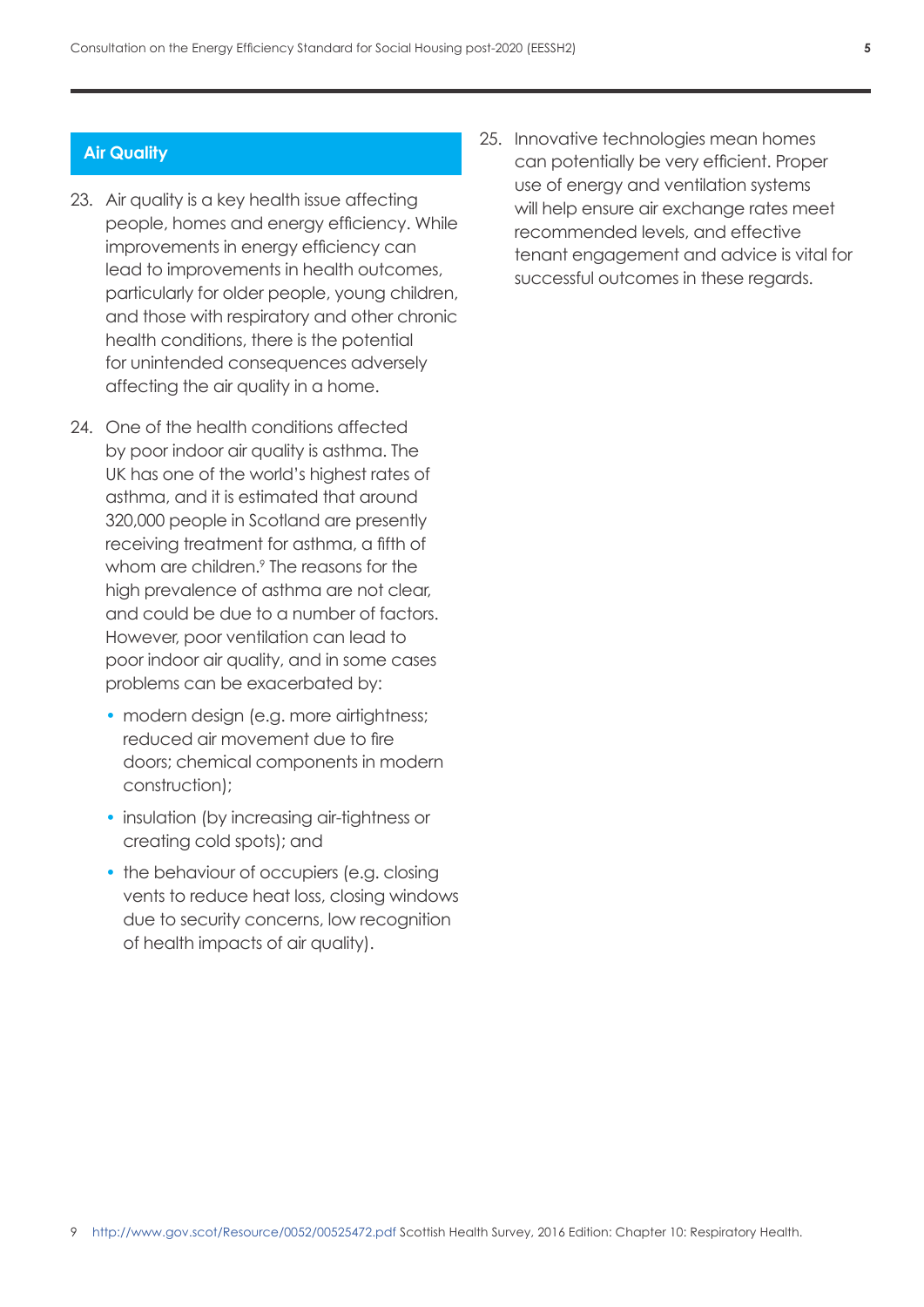## Air Quality

23. Air quality is a key health issue affecting people, homes and energy efficiency. While improvements in energy efficiency can lead to improvements in health outcomes, particularly for older people, young children, and those with respiratory and other chronic health conditions, there is the potential for unintended consequences adversely affecting the air quality in a home.

24. One of the health conditions affected by poor indoor air quality is asthma. The UK has one of the world's highest rates of asthma, and it is estimated that around 320,000 people in Scotland are presently receiving treatment for asthma, a fifth of whom are children.[9] The reasons for the high prevalence of asthma are not clear, and could be due to a number of factors. However, poor ventilation can lead to poor indoor air quality, and in some cases problems can be exacerbated by:

    - modern design (e.g. more airtightness; reduced air movement due to fire doors; chemical components in modern construction);
    - insulation (by increasing air-tightness or creating cold spots); and
    - the behaviour of occupiers (e.g. closing vents to reduce heat loss, closing windows due to security concerns, low recognition of health impacts of air quality).

25. Innovative technologies mean homes can potentially be very efficient. Proper use of energy and ventilation systems will help ensure air exchange rates meet recommended levels, and effective tenant engagement and advice is vital for successful outcomes in these regards.

9 http://www.gov.scot/Resource/0052/00525472.pdf Scottish Health Survey, 2016 Edition: Chapter 10: Respiratory Health.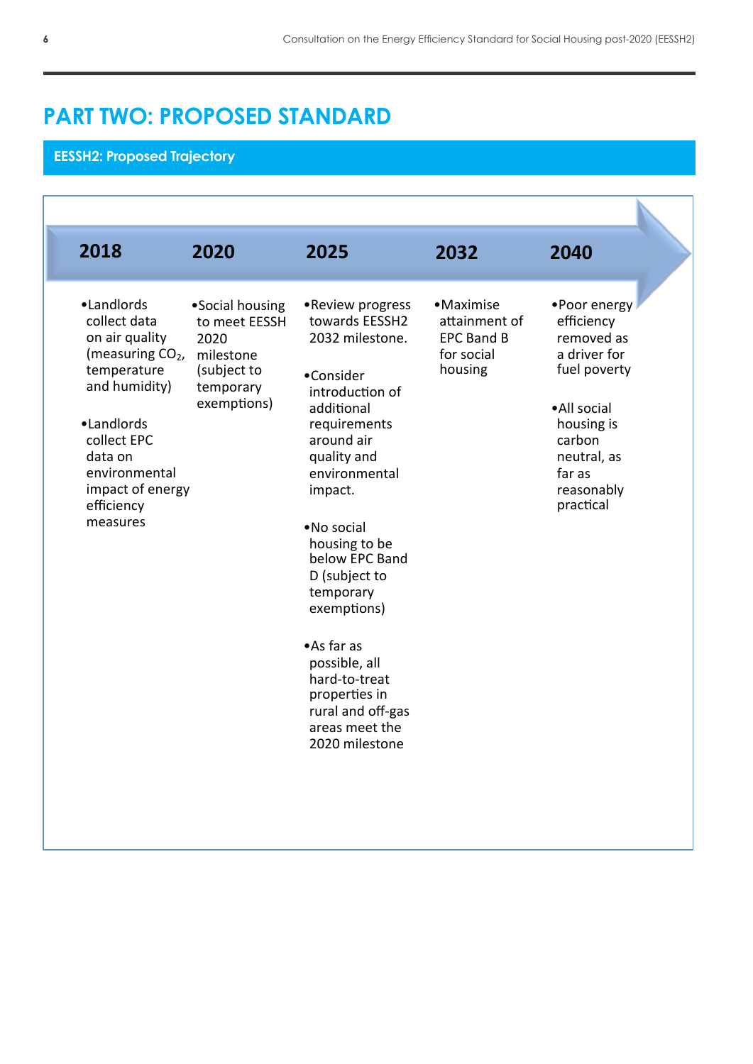# PART TWO: PROPOSED STANDARD

## EESSH2: Proposed Trajectory

### 2018

- Landlords collect data on air quality (measuring $CO_2$, temperature and humidity)
- Landlords collect EPC data on environmental impact of energy efficiency measures

### 2020

- Social housing to meet EESSH 2020 milestone (subject to temporary exemptions)

### 2025

- Review progress towards EESSH2 2032 milestone.
- Consider introduction of additional requirements around air quality and environmental impact.
- No social housing to be below EPC Band D (subject to temporary exemptions)
- As far as possible, all hard-to-treat properties in rural and off-gas areas meet the 2020 milestone

### 2032

- Maximise attainment of EPC Band B for social housing

### 2040

- Poor energy efficiency removed as a driver for fuel poverty
- All social housing is carbon neutral, as far as reasonably practical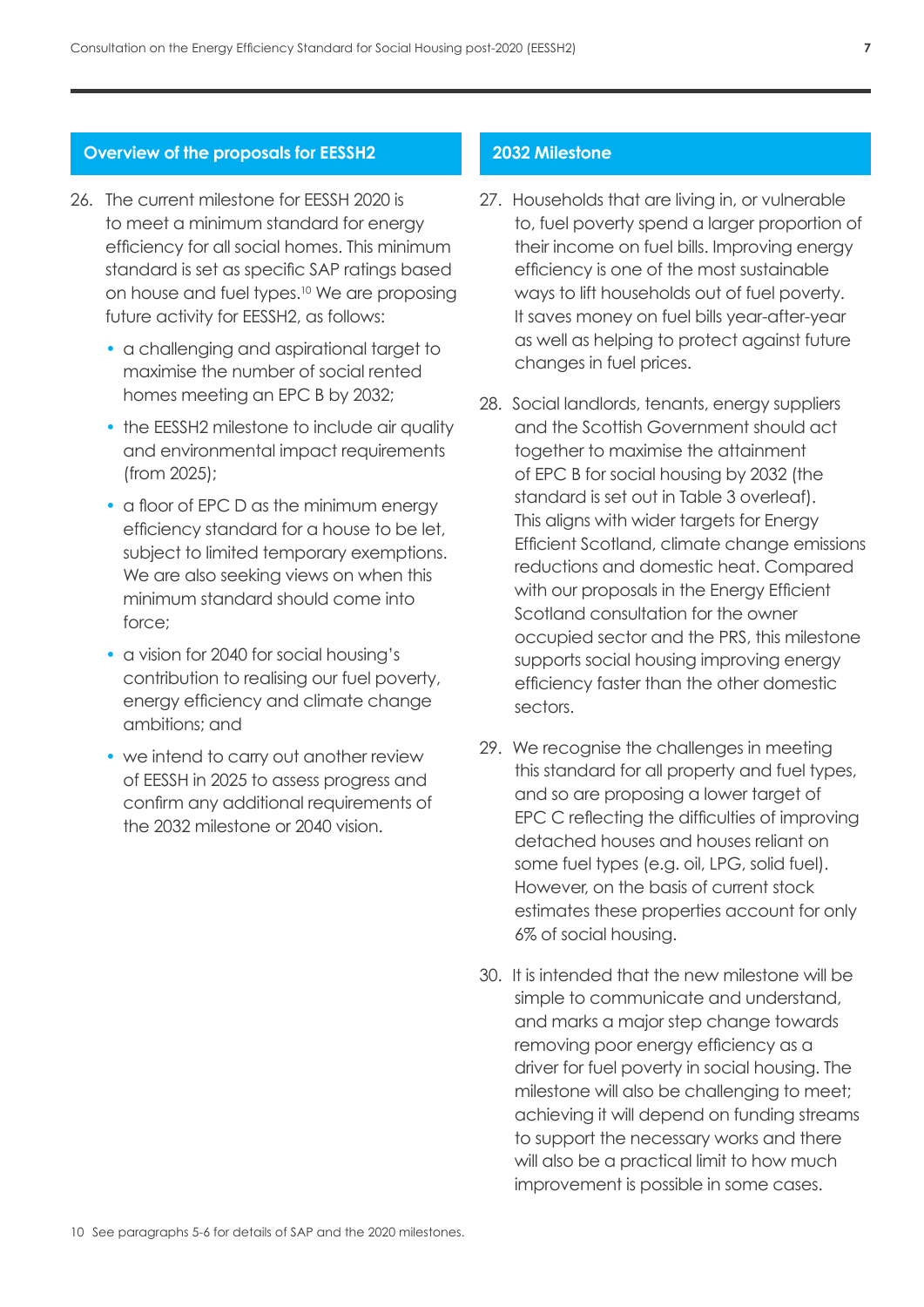## Overview of the proposals for EESSH2

26. The current milestone for EESSH 2020 is to meet a minimum standard for energy efficiency for all social homes. This minimum standard is set as specific SAP ratings based on house and fuel types.[10] We are proposing future activity for EESSH2, as follows:

    - a challenging and aspirational target to maximise the number of social rented homes meeting an EPC B by 2032;
    - the EESSH2 milestone to include air quality and environmental impact requirements (from 2025);
    - a floor of EPC D as the minimum energy efficiency standard for a house to be let, subject to limited temporary exemptions. We are also seeking views on when this minimum standard should come into force;
    - a vision for 2040 for social housing's contribution to realising our fuel poverty, energy efficiency and climate change ambitions; and
    - we intend to carry out another review of EESSH in 2025 to assess progress and confirm any additional requirements of the 2032 milestone or 2040 vision.

## 2032 Milestone

27. Households that are living in, or vulnerable to, fuel poverty spend a larger proportion of their income on fuel bills. Improving energy efficiency is one of the most sustainable ways to lift households out of fuel poverty. It saves money on fuel bills year-after-year as well as helping to protect against future changes in fuel prices.

28. Social landlords, tenants, energy suppliers and the Scottish Government should act together to maximise the attainment of EPC B for social housing by 2032 (the standard is set out in Table 3 overleaf). This aligns with wider targets for Energy Efficient Scotland, climate change emissions reductions and domestic heat. Compared with our proposals in the Energy Efficient Scotland consultation for the owner occupied sector and the PRS, this milestone supports social housing improving energy efficiency faster than the other domestic sectors.

29. We recognise the challenges in meeting this standard for all property and fuel types, and so are proposing a lower target of EPC C reflecting the difficulties of improving detached houses and houses reliant on some fuel types (e.g. oil, LPG, solid fuel). However, on the basis of current stock estimates these properties account for only 6% of social housing.

30. It is intended that the new milestone will be simple to communicate and understand, and marks a major step change towards removing poor energy efficiency as a driver for fuel poverty in social housing. The milestone will also be challenging to meet; achieving it will depend on funding streams to support the necessary works and there will also be a practical limit to how much improvement is possible in some cases.

10 See paragraphs 5-6 for details of SAP and the 2020 milestones.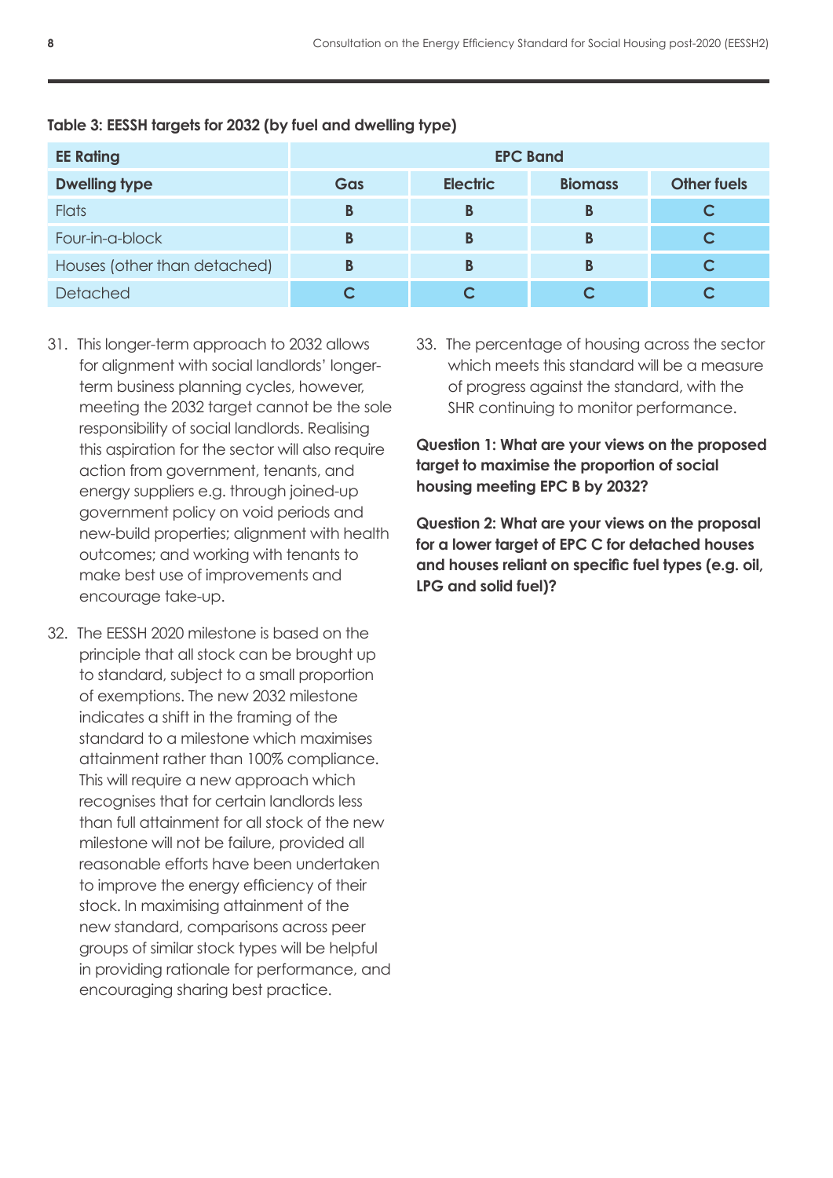**Table 3: EESSH targets for 2032 (by fuel and dwelling type)**

| EE Rating | EPC Band | | | |
|---|---|---|---|---|
| **Dwelling type** | **Gas** | **Electric** | **Biomass** | **Other fuels** |
| Flats | B | B | B | C |
| Four-in-a-block | B | B | B | C |
| Houses (other than detached) | B | B | B | C |
| Detached | C | C | C | C |

31. This longer-term approach to 2032 allows for alignment with social landlords' longer-term business planning cycles, however, meeting the 2032 target cannot be the sole responsibility of social landlords. Realising this aspiration for the sector will also require action from government, tenants, and energy suppliers e.g. through joined-up government policy on void periods and new-build properties; alignment with health outcomes; and working with tenants to make best use of improvements and encourage take-up.

32. The EESSH 2020 milestone is based on the principle that all stock can be brought up to standard, subject to a small proportion of exemptions. The new 2032 milestone indicates a shift in the framing of the standard to a milestone which maximises attainment rather than 100% compliance. This will require a new approach which recognises that for certain landlords less than full attainment for all stock of the new milestone will not be failure, provided all reasonable efforts have been undertaken to improve the energy efficiency of their stock. In maximising attainment of the new standard, comparisons across peer groups of similar stock types will be helpful in providing rationale for performance, and encouraging sharing best practice.

33. The percentage of housing across the sector which meets this standard will be a measure of progress against the standard, with the SHR continuing to monitor performance.

**Question 1: What are your views on the proposed target to maximise the proportion of social housing meeting EPC B by 2032?**

**Question 2: What are your views on the proposal for a lower target of EPC C for detached houses and houses reliant on specific fuel types (e.g. oil, LPG and solid fuel)?**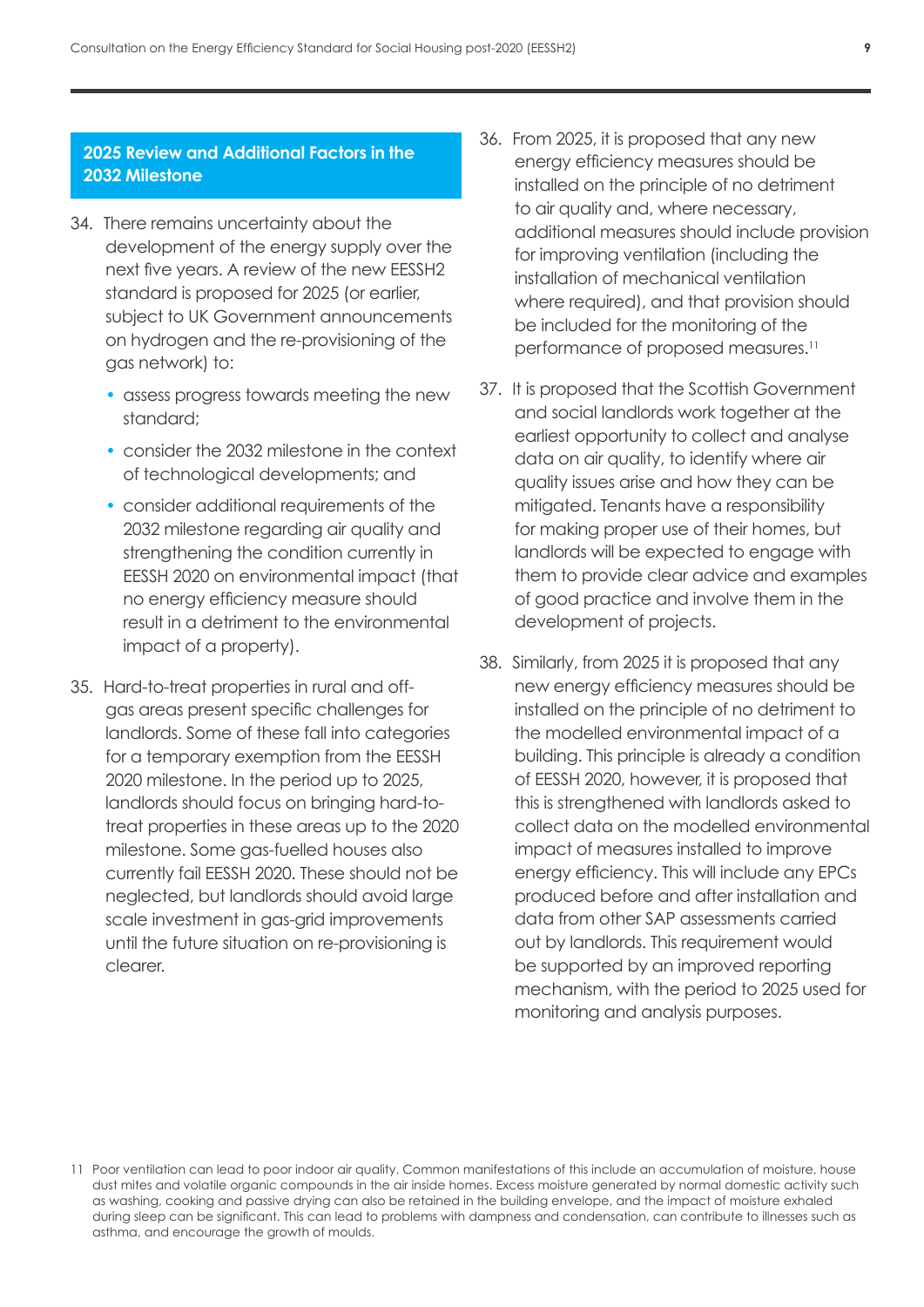## 2025 Review and Additional Factors in the 2032 Milestone

34. There remains uncertainty about the development of the energy supply over the next five years. A review of the new EESSH2 standard is proposed for 2025 (or earlier, subject to UK Government announcements on hydrogen and the re-provisioning of the gas network) to:

    - assess progress towards meeting the new standard;
    - consider the 2032 milestone in the context of technological developments; and
    - consider additional requirements of the 2032 milestone regarding air quality and strengthening the condition currently in EESSH 2020 on environmental impact (that no energy efficiency measure should result in a detriment to the environmental impact of a property).

35. Hard-to-treat properties in rural and off-gas areas present specific challenges for landlords. Some of these fall into categories for a temporary exemption from the EESSH 2020 milestone. In the period up to 2025, landlords should focus on bringing hard-to-treat properties in these areas up to the 2020 milestone. Some gas-fuelled houses also currently fail EESSH 2020. These should not be neglected, but landlords should avoid large scale investment in gas-grid improvements until the future situation on re-provisioning is clearer.

36. From 2025, it is proposed that any new energy efficiency measures should be installed on the principle of no detriment to air quality and, where necessary, additional measures should include provision for improving ventilation (including the installation of mechanical ventilation where required), and that provision should be included for the monitoring of the performance of proposed measures.[11]

37. It is proposed that the Scottish Government and social landlords work together at the earliest opportunity to collect and analyse data on air quality, to identify where air quality issues arise and how they can be mitigated. Tenants have a responsibility for making proper use of their homes, but landlords will be expected to engage with them to provide clear advice and examples of good practice and involve them in the development of projects.

38. Similarly, from 2025 it is proposed that any new energy efficiency measures should be installed on the principle of no detriment to the modelled environmental impact of a building. This principle is already a condition of EESSH 2020, however, it is proposed that this is strengthened with landlords asked to collect data on the modelled environmental impact of measures installed to improve energy efficiency. This will include any EPCs produced before and after installation and data from other SAP assessments carried out by landlords. This requirement would be supported by an improved reporting mechanism, with the period to 2025 used for monitoring and analysis purposes.

11 Poor ventilation can lead to poor indoor air quality. Common manifestations of this include an accumulation of moisture, house dust mites and volatile organic compounds in the air inside homes. Excess moisture generated by normal domestic activity such as washing, cooking and passive drying can also be retained in the building envelope, and the impact of moisture exhaled during sleep can be significant. This can lead to problems with dampness and condensation, can contribute to illnesses such as asthma, and encourage the growth of moulds.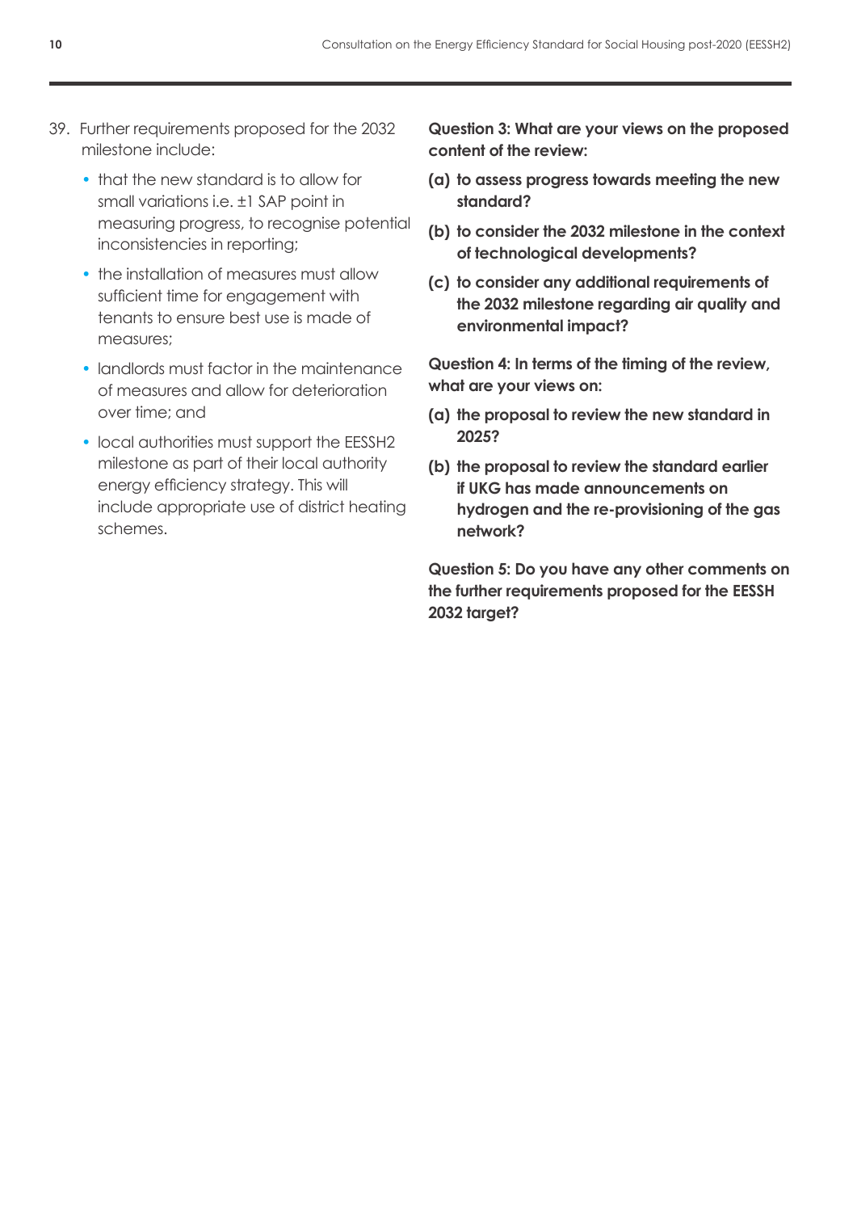39. Further requirements proposed for the 2032 milestone include:

    - that the new standard is to allow for small variations i.e. ±1 SAP point in measuring progress, to recognise potential inconsistencies in reporting;
    - the installation of measures must allow sufficient time for engagement with tenants to ensure best use is made of measures;
    - landlords must factor in the maintenance of measures and allow for deterioration over time; and
    - local authorities must support the EESSH2 milestone as part of their local authority energy efficiency strategy. This will include appropriate use of district heating schemes.

**Question 3: What are your views on the proposed content of the review:**

**(a) to assess progress towards meeting the new standard?**

**(b) to consider the 2032 milestone in the context of technological developments?**

**(c) to consider any additional requirements of the 2032 milestone regarding air quality and environmental impact?**

**Question 4: In terms of the timing of the review, what are your views on:**

**(a) the proposal to review the new standard in 2025?**

**(b) the proposal to review the standard earlier if UKG has made announcements on hydrogen and the re-provisioning of the gas network?**

**Question 5: Do you have any other comments on the further requirements proposed for the EESSH 2032 target?**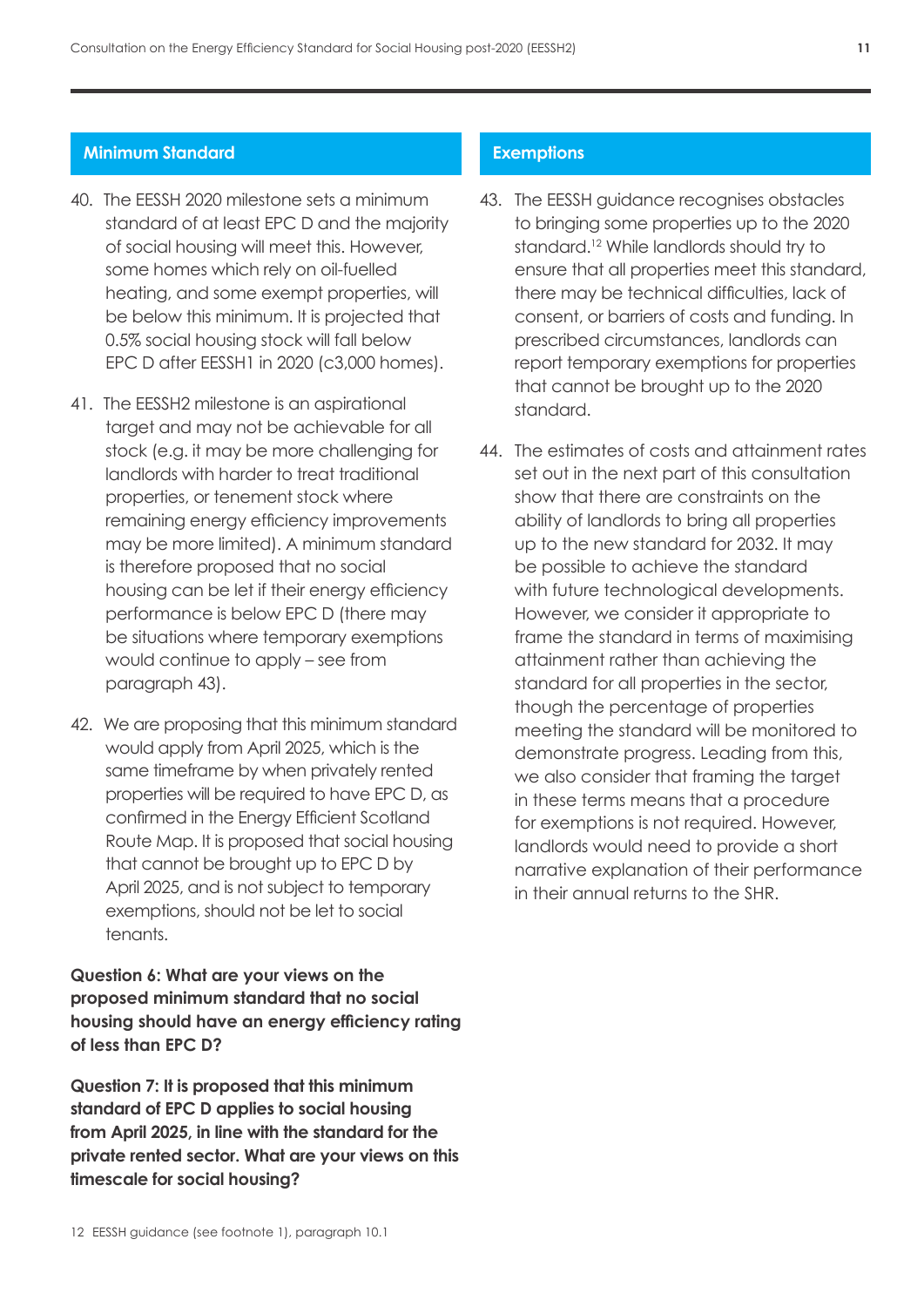## Minimum Standard

40. The EESSH 2020 milestone sets a minimum standard of at least EPC D and the majority of social housing will meet this. However, some homes which rely on oil-fuelled heating, and some exempt properties, will be below this minimum. It is projected that 0.5% social housing stock will fall below EPC D after EESSH1 in 2020 (c3,000 homes).

41. The EESSH2 milestone is an aspirational target and may not be achievable for all stock (e.g. it may be more challenging for landlords with harder to treat traditional properties, or tenement stock where remaining energy efficiency improvements may be more limited). A minimum standard is therefore proposed that no social housing can be let if their energy efficiency performance is below EPC D (there may be situations where temporary exemptions would continue to apply – see from paragraph 43).

42. We are proposing that this minimum standard would apply from April 2025, which is the same timeframe by when privately rented properties will be required to have EPC D, as confirmed in the Energy Efficient Scotland Route Map. It is proposed that social housing that cannot be brought up to EPC D by April 2025, and is not subject to temporary exemptions, should not be let to social tenants.

**Question 6: What are your views on the proposed minimum standard that no social housing should have an energy efficiency rating of less than EPC D?**

**Question 7: It is proposed that this minimum standard of EPC D applies to social housing from April 2025, in line with the standard for the private rented sector. What are your views on this timescale for social housing?**

## Exemptions

43. The EESSH guidance recognises obstacles to bringing some properties up to the 2020 standard.[12] While landlords should try to ensure that all properties meet this standard, there may be technical difficulties, lack of consent, or barriers of costs and funding. In prescribed circumstances, landlords can report temporary exemptions for properties that cannot be brought up to the 2020 standard.

44. The estimates of costs and attainment rates set out in the next part of this consultation show that there are constraints on the ability of landlords to bring all properties up to the new standard for 2032. It may be possible to achieve the standard with future technological developments. However, we consider it appropriate to frame the standard in terms of maximising attainment rather than achieving the standard for all properties in the sector, though the percentage of properties meeting the standard will be monitored to demonstrate progress. Leading from this, we also consider that framing the target in these terms means that a procedure for exemptions is not required. However, landlords would need to provide a short narrative explanation of their performance in their annual returns to the SHR.

12 EESSH guidance (see footnote 1), paragraph 10.1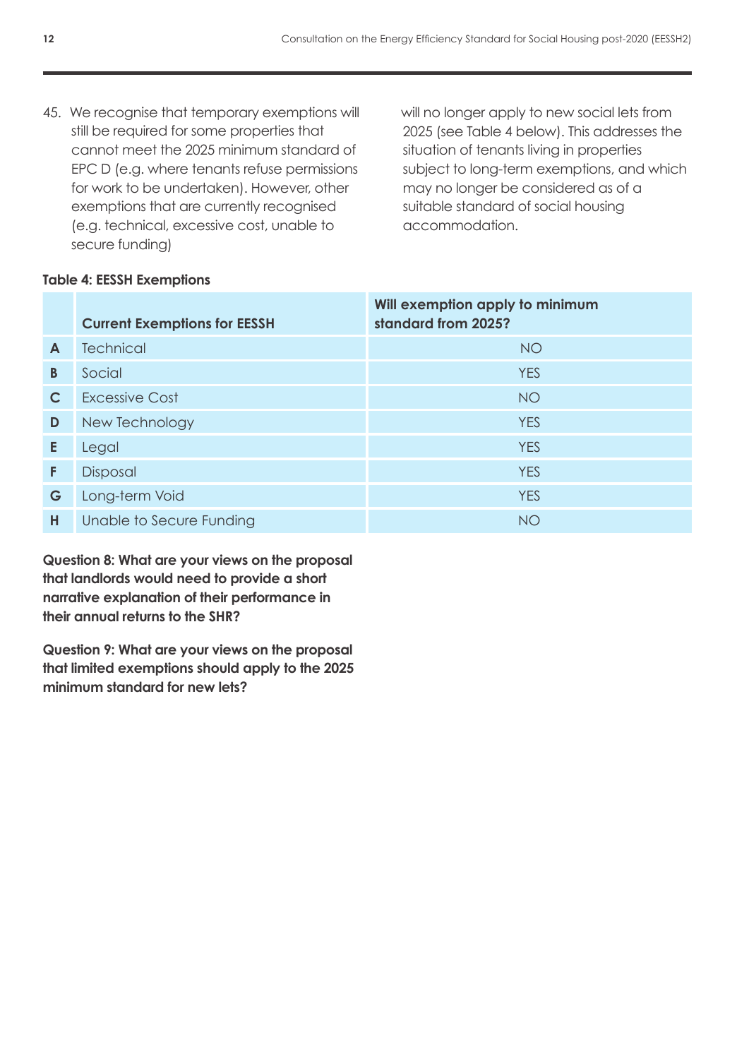45. We recognise that temporary exemptions will still be required for some properties that cannot meet the 2025 minimum standard of EPC D (e.g. where tenants refuse permissions for work to be undertaken). However, other exemptions that are currently recognised (e.g. technical, excessive cost, unable to secure funding) will no longer apply to new social lets from 2025 (see Table 4 below). This addresses the situation of tenants living in properties subject to long-term exemptions, and which may no longer be considered as of a suitable standard of social housing accommodation.

**Table 4: EESSH Exemptions**

| | Current Exemptions for EESSH | Will exemption apply to minimum standard from 2025? |
|---|---|---|
| **A** | Technical | NO |
| **B** | Social | YES |
| **C** | Excessive Cost | NO |
| **D** | New Technology | YES |
| **E** | Legal | YES |
| **F** | Disposal | YES |
| **G** | Long-term Void | YES |
| **H** | Unable to Secure Funding | NO |

**Question 8: What are your views on the proposal that landlords would need to provide a short narrative explanation of their performance in their annual returns to the SHR?**

**Question 9: What are your views on the proposal that limited exemptions should apply to the 2025 minimum standard for new lets?**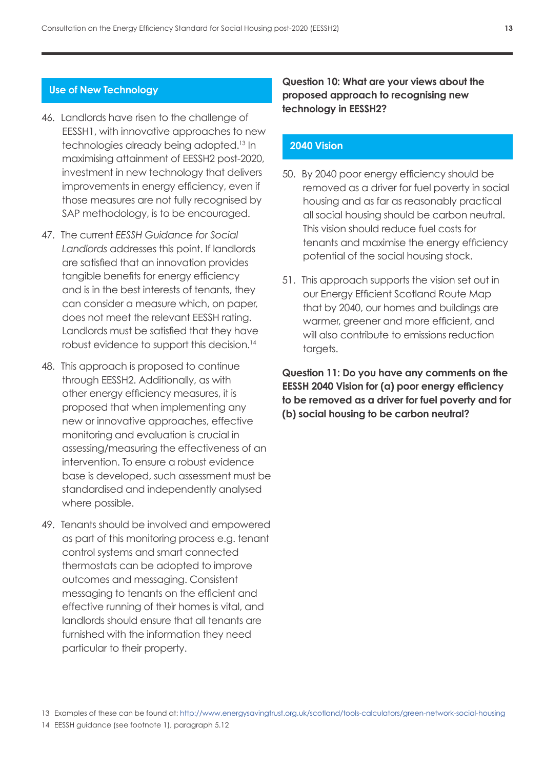## Use of New Technology

46. Landlords have risen to the challenge of EESSH1, with innovative approaches to new technologies already being adopted.[13] In maximising attainment of EESSH2 post-2020, investment in new technology that delivers improvements in energy efficiency, even if those measures are not fully recognised by SAP methodology, is to be encouraged.

47. The current *EESSH Guidance for Social Landlords* addresses this point. If landlords are satisfied that an innovation provides tangible benefits for energy efficiency and is in the best interests of tenants, they can consider a measure which, on paper, does not meet the relevant EESSH rating. Landlords must be satisfied that they have robust evidence to support this decision.[14]

48. This approach is proposed to continue through EESSH2. Additionally, as with other energy efficiency measures, it is proposed that when implementing any new or innovative approaches, effective monitoring and evaluation is crucial in assessing/measuring the effectiveness of an intervention. To ensure a robust evidence base is developed, such assessment must be standardised and independently analysed where possible.

49. Tenants should be involved and empowered as part of this monitoring process e.g. tenant control systems and smart connected thermostats can be adopted to improve outcomes and messaging. Consistent messaging to tenants on the efficient and effective running of their homes is vital, and landlords should ensure that all tenants are furnished with the information they need particular to their property.

**Question 10: What are your views about the proposed approach to recognising new technology in EESSH2?**

## 2040 Vision

50. By 2040 poor energy efficiency should be removed as a driver for fuel poverty in social housing and as far as reasonably practical all social housing should be carbon neutral. This vision should reduce fuel costs for tenants and maximise the energy efficiency potential of the social housing stock.

51. This approach supports the vision set out in our Energy Efficient Scotland Route Map that by 2040, our homes and buildings are warmer, greener and more efficient, and will also contribute to emissions reduction targets.

**Question 11: Do you have any comments on the EESSH 2040 Vision for (a) poor energy efficiency to be removed as a driver for fuel poverty and for (b) social housing to be carbon neutral?**

13 Examples of these can be found at: http://www.energysavingtrust.org.uk/scotland/tools-calculators/green-network-social-housing

14 EESSH guidance (see footnote 1), paragraph 5.12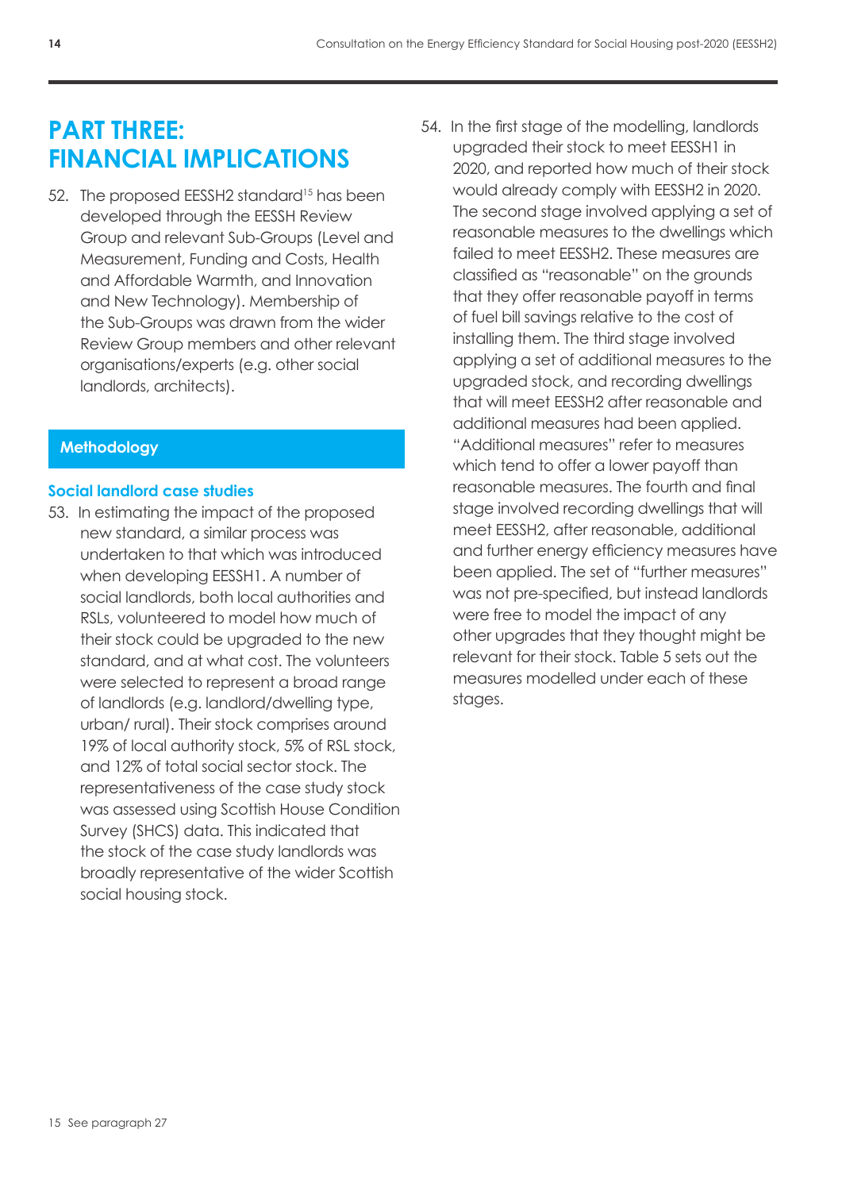# PART THREE: FINANCIAL IMPLICATIONS

52. The proposed EESSH2 standard[15] has been developed through the EESSH Review Group and relevant Sub-Groups (Level and Measurement, Funding and Costs, Health and Affordable Warmth, and Innovation and New Technology). Membership of the Sub-Groups was drawn from the wider Review Group members and other relevant organisations/experts (e.g. other social landlords, architects).

## Methodology

### Social landlord case studies

53. In estimating the impact of the proposed new standard, a similar process was undertaken to that which was introduced when developing EESSH1. A number of social landlords, both local authorities and RSLs, volunteered to model how much of their stock could be upgraded to the new standard, and at what cost. The volunteers were selected to represent a broad range of landlords (e.g. landlord/dwelling type, urban/ rural). Their stock comprises around 19% of local authority stock, 5% of RSL stock, and 12% of total social sector stock. The representativeness of the case study stock was assessed using Scottish House Condition Survey (SHCS) data. This indicated that the stock of the case study landlords was broadly representative of the wider Scottish social housing stock.

54. In the first stage of the modelling, landlords upgraded their stock to meet EESSH1 in 2020, and reported how much of their stock would already comply with EESSH2 in 2020. The second stage involved applying a set of reasonable measures to the dwellings which failed to meet EESSH2. These measures are classified as "reasonable" on the grounds that they offer reasonable payoff in terms of fuel bill savings relative to the cost of installing them. The third stage involved applying a set of additional measures to the upgraded stock, and recording dwellings that will meet EESSH2 after reasonable and additional measures had been applied. "Additional measures" refer to measures which tend to offer a lower payoff than reasonable measures. The fourth and final stage involved recording dwellings that will meet EESSH2, after reasonable, additional and further energy efficiency measures have been applied. The set of "further measures" was not pre-specified, but instead landlords were free to model the impact of any other upgrades that they thought might be relevant for their stock. Table 5 sets out the measures modelled under each of these stages.

15 See paragraph 27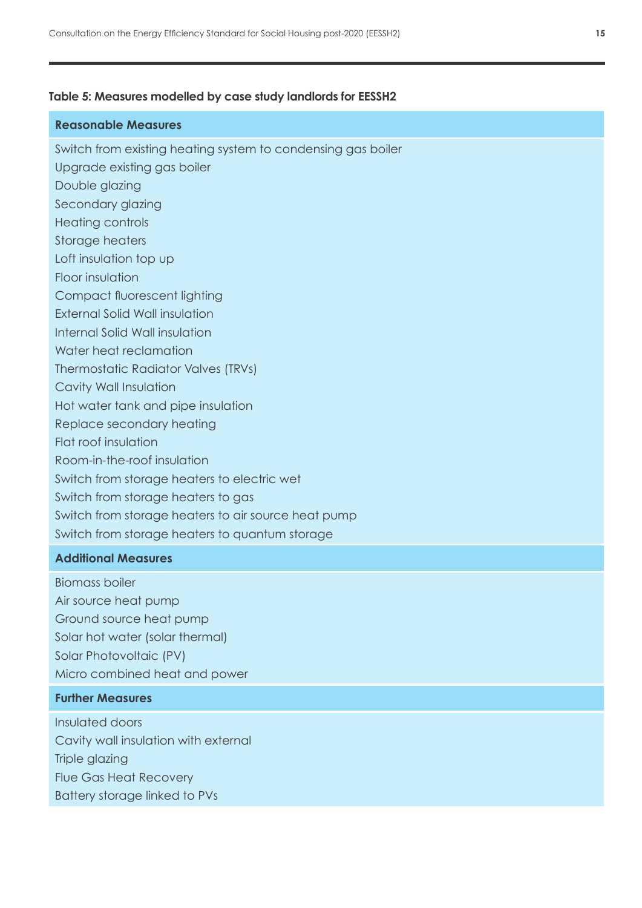**Table 5: Measures modelled by case study landlords for EESSH2**

| Reasonable Measures |
|---|
| Switch from existing heating system to condensing gas boiler |
| Upgrade existing gas boiler |
| Double glazing |
| Secondary glazing |
| Heating controls |
| Storage heaters |
| Loft insulation top up |
| Floor insulation |
| Compact fluorescent lighting |
| External Solid Wall insulation |
| Internal Solid Wall insulation |
| Water heat reclamation |
| Thermostatic Radiator Valves (TRVs) |
| Cavity Wall Insulation |
| Hot water tank and pipe insulation |
| Replace secondary heating |
| Flat roof insulation |
| Room-in-the-roof insulation |
| Switch from storage heaters to electric wet |
| Switch from storage heaters to gas |
| Switch from storage heaters to air source heat pump |
| Switch from storage heaters to quantum storage |
| **Additional Measures** |
| Biomass boiler |
| Air source heat pump |
| Ground source heat pump |
| Solar hot water (solar thermal) |
| Solar Photovoltaic (PV) |
| Micro combined heat and power |
| **Further Measures** |
| Insulated doors |
| Cavity wall insulation with external |
| Triple glazing |
| Flue Gas Heat Recovery |
| Battery storage linked to PVs |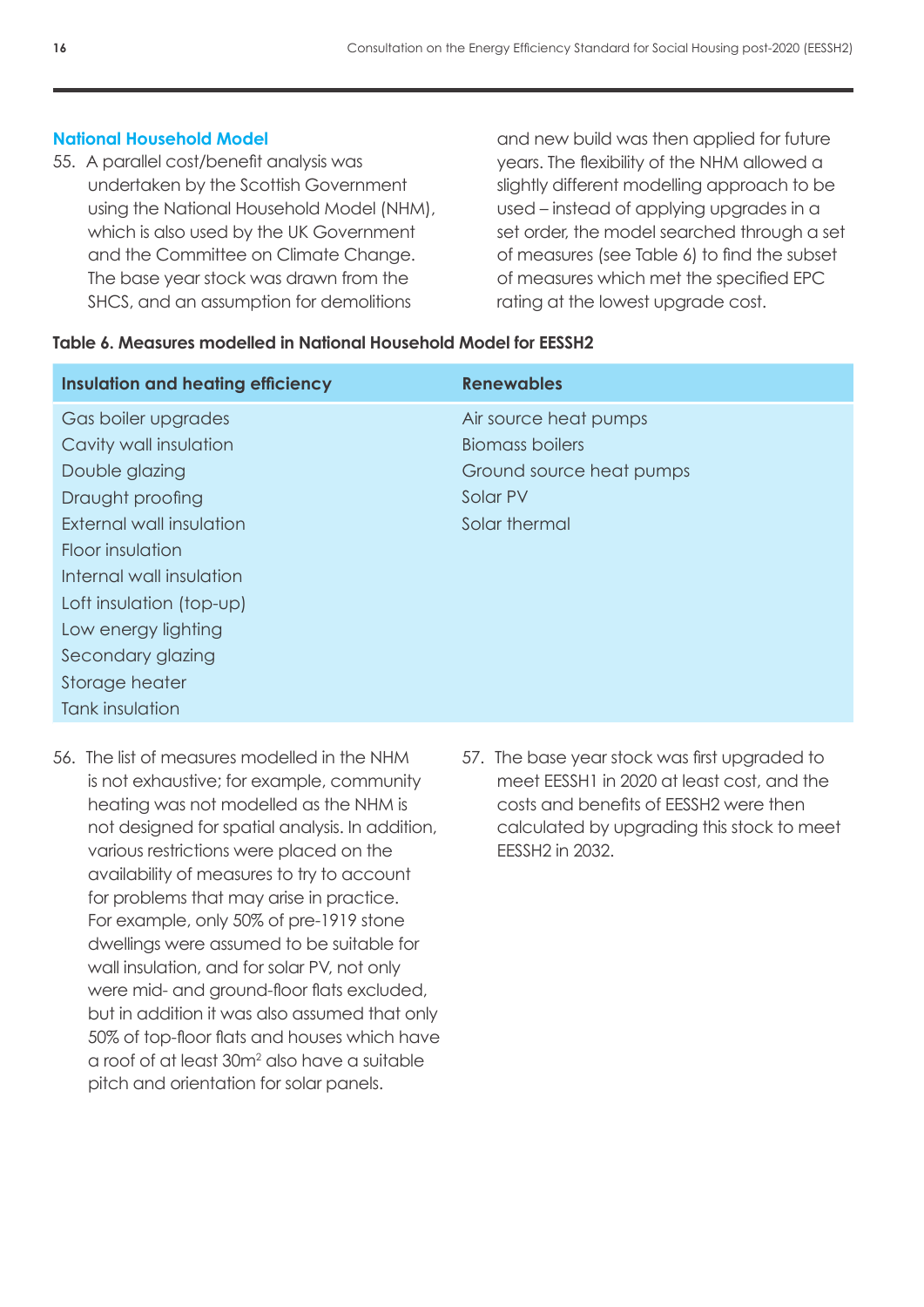### National Household Model

55. A parallel cost/benefit analysis was undertaken by the Scottish Government using the National Household Model (NHM), which is also used by the UK Government and the Committee on Climate Change. The base year stock was drawn from the SHCS, and an assumption for demolitions and new build was then applied for future years. The flexibility of the NHM allowed a slightly different modelling approach to be used – instead of applying upgrades in a set order, the model searched through a set of measures (see Table 6) to find the subset of measures which met the specified EPC rating at the lowest upgrade cost.

**Table 6. Measures modelled in National Household Model for EESSH2**

| Insulation and heating efficiency | Renewables |
|---|---|
| Gas boiler upgrades | Air source heat pumps |
| Cavity wall insulation | Biomass boilers |
| Double glazing | Ground source heat pumps |
| Draught proofing | Solar PV |
| External wall insulation | Solar thermal |
| Floor insulation | |
| Internal wall insulation | |
| Loft insulation (top-up) | |
| Low energy lighting | |
| Secondary glazing | |
| Storage heater | |
| Tank insulation | |

56. The list of measures modelled in the NHM is not exhaustive; for example, community heating was not modelled as the NHM is not designed for spatial analysis. In addition, various restrictions were placed on the availability of measures to try to account for problems that may arise in practice. For example, only 50% of pre-1919 stone dwellings were assumed to be suitable for wall insulation, and for solar PV, not only were mid- and ground-floor flats excluded, but in addition it was also assumed that only 50% of top-floor flats and houses which have a roof of at least $30m^2$ also have a suitable pitch and orientation for solar panels.

57. The base year stock was first upgraded to meet EESSH1 in 2020 at least cost, and the costs and benefits of EESSH2 were then calculated by upgrading this stock to meet EESSH2 in 2032.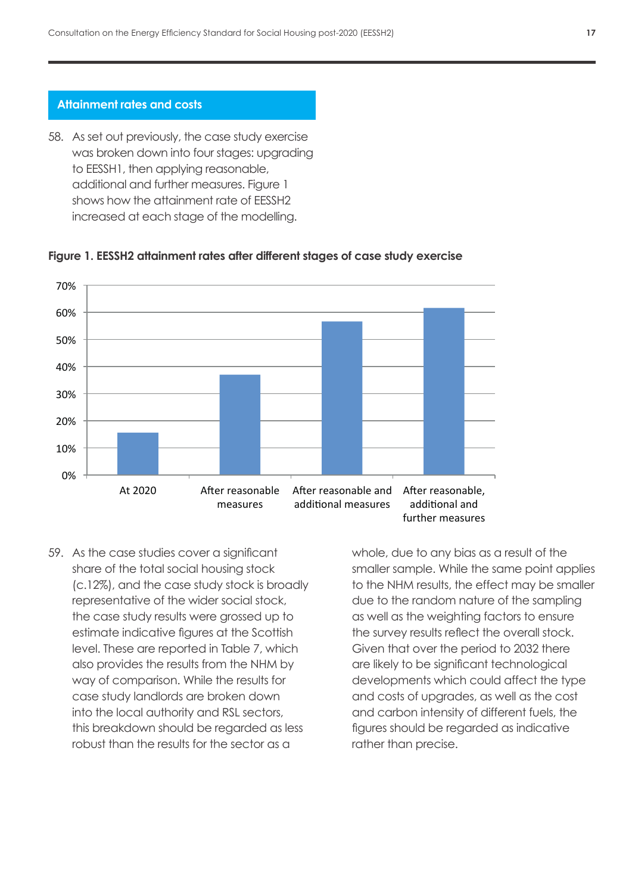## Attainment rates and costs

58. As set out previously, the case study exercise was broken down into four stages: upgrading to EESSH1, then applying reasonable, additional and further measures. Figure 1 shows how the attainment rate of EESSH2 increased at each stage of the modelling.

**Figure 1. EESSH2 attainment rates after different stages of case study exercise**

59. As the case studies cover a significant share of the total social housing stock (c.12%), and the case study stock is broadly representative of the wider social stock, the case study results were grossed up to estimate indicative figures at the Scottish level. These are reported in Table 7, which also provides the results from the NHM by way of comparison. While the results for case study landlords are broken down into the local authority and RSL sectors, this breakdown should be regarded as less robust than the results for the sector as a whole, due to any bias as a result of the smaller sample. While the same point applies to the NHM results, the effect may be smaller due to the random nature of the sampling as well as the weighting factors to ensure the survey results reflect the overall stock. Given that over the period to 2032 there are likely to be significant technological developments which could affect the type and costs of upgrades, as well as the cost and carbon intensity of different fuels, the figures should be regarded as indicative rather than precise.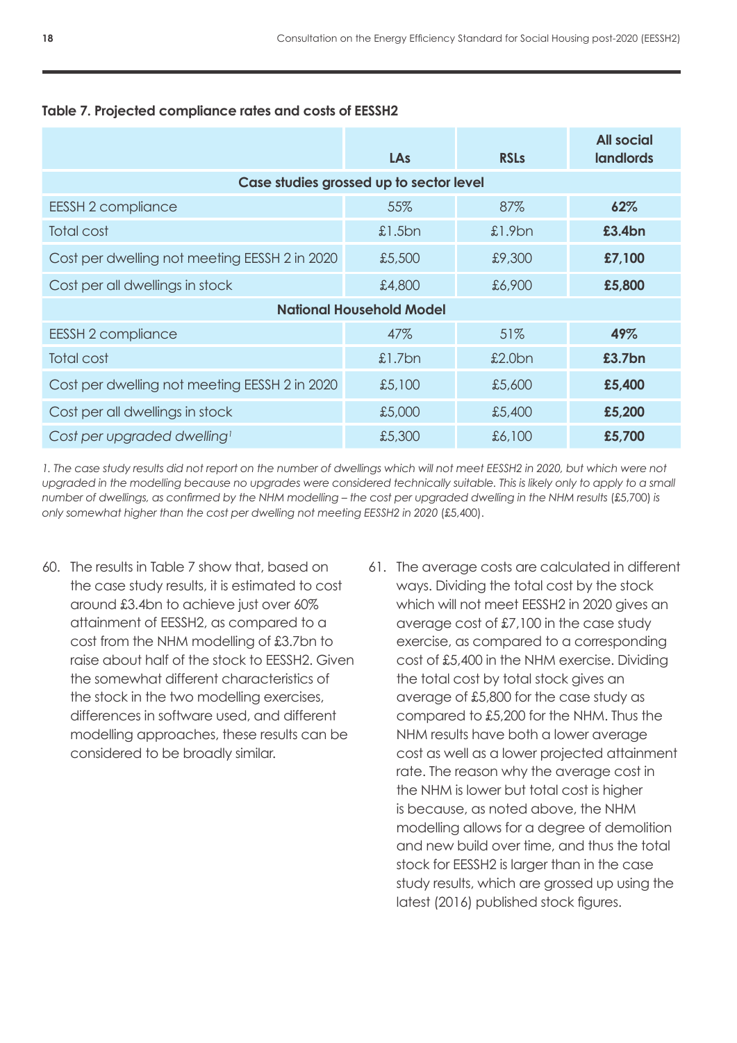**Table 7. Projected compliance rates and costs of EESSH2**

| | LAs | RSLs | All social landlords |
|---|---|---|---|
| **Case studies grossed up to sector level** | | | |
| EESSH 2 compliance | 55% | 87% | **62%** |
| Total cost | £1.5bn | £1.9bn | **£3.4bn** |
| Cost per dwelling not meeting EESSH 2 in 2020 | £5,500 | £9,300 | **£7,100** |
| Cost per all dwellings in stock | £4,800 | £6,900 | **£5,800** |
| **National Household Model** | | | |
| EESSH 2 compliance | 47% | 51% | **49%** |
| Total cost | £1.7bn | £2.0bn | **£3.7bn** |
| Cost per dwelling not meeting EESSH 2 in 2020 | £5,100 | £5,600 | **£5,400** |
| Cost per all dwellings in stock | £5,000 | £5,400 | **£5,200** |
| *Cost per upgraded dwelling*[1] | £5,300 | £6,100 | **£5,700** |

*1. The case study results did not report on the number of dwellings which will not meet EESSH2 in 2020, but which were not upgraded in the modelling because no upgrades were considered technically suitable. This is likely only to apply to a small number of dwellings, as confirmed by the NHM modelling – the cost per upgraded dwelling in the NHM results (£5,700) is only somewhat higher than the cost per dwelling not meeting EESSH2 in 2020 (£5,400).*

60. The results in Table 7 show that, based on the case study results, it is estimated to cost around £3.4bn to achieve just over 60% attainment of EESSH2, as compared to a cost from the NHM modelling of £3.7bn to raise about half of the stock to EESSH2. Given the somewhat different characteristics of the stock in the two modelling exercises, differences in software used, and different modelling approaches, these results can be considered to be broadly similar.

61. The average costs are calculated in different ways. Dividing the total cost by the stock which will not meet EESSH2 in 2020 gives an average cost of £7,100 in the case study exercise, as compared to a corresponding cost of £5,400 in the NHM exercise. Dividing the total cost by total stock gives an average of £5,800 for the case study as compared to £5,200 for the NHM. Thus the NHM results have both a lower average cost as well as a lower projected attainment rate. The reason why the average cost in the NHM is lower but total cost is higher is because, as noted above, the NHM modelling allows for a degree of demolition and new build over time, and thus the total stock for EESSH2 is larger than in the case study results, which are grossed up using the latest (2016) published stock figures.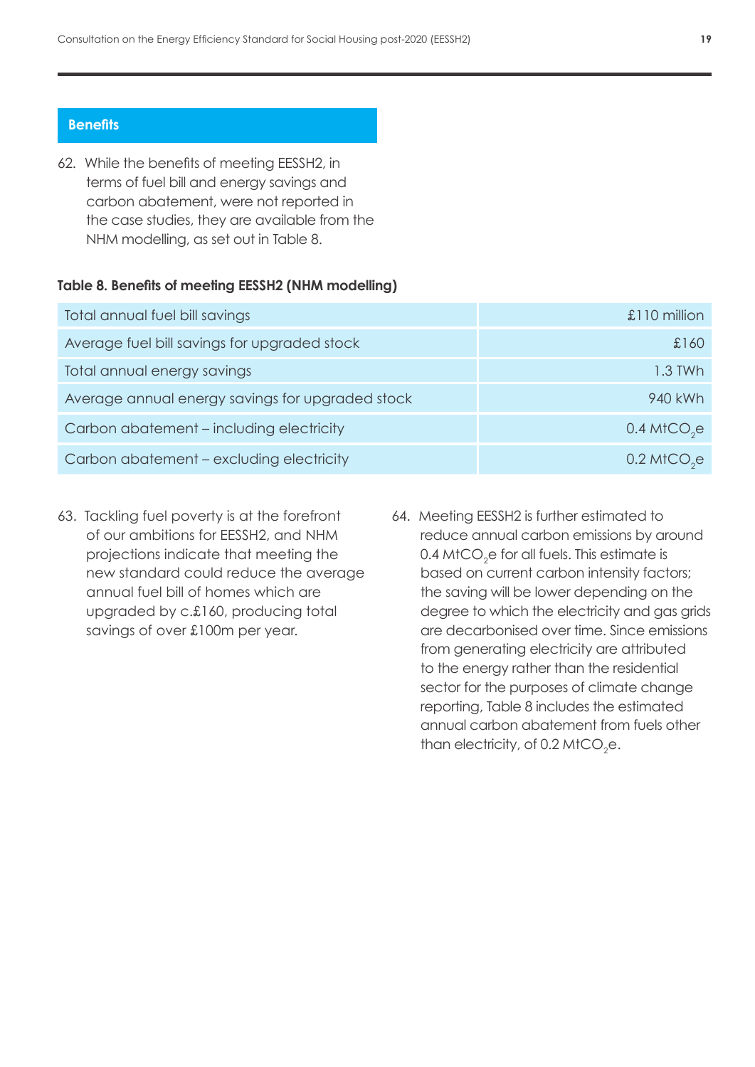## Benefits

62. While the benefits of meeting EESSH2, in terms of fuel bill and energy savings and carbon abatement, were not reported in the case studies, they are available from the NHM modelling, as set out in Table 8.

**Table 8. Benefits of meeting EESSH2 (NHM modelling)**

| | |
|---|---|
| Total annual fuel bill savings | £110 million |
| Average fuel bill savings for upgraded stock | £160 |
| Total annual energy savings | 1.3 TWh |
| Average annual energy savings for upgraded stock | 940 kWh |
| Carbon abatement – including electricity | 0.4 $MtCO_2e$ |
| Carbon abatement – excluding electricity | 0.2 $MtCO_2e$ |

63. Tackling fuel poverty is at the forefront of our ambitions for EESSH2, and NHM projections indicate that meeting the new standard could reduce the average annual fuel bill of homes which are upgraded by c.£160, producing total savings of over £100m per year.

64. Meeting EESSH2 is further estimated to reduce annual carbon emissions by around 0.4 $MtCO_2e$ for all fuels. This estimate is based on current carbon intensity factors; the saving will be lower depending on the degree to which the electricity and gas grids are decarbonised over time. Since emissions from generating electricity are attributed to the energy rather than the residential sector for the purposes of climate change reporting, Table 8 includes the estimated annual carbon abatement from fuels other than electricity, of 0.2 $MtCO_2e$.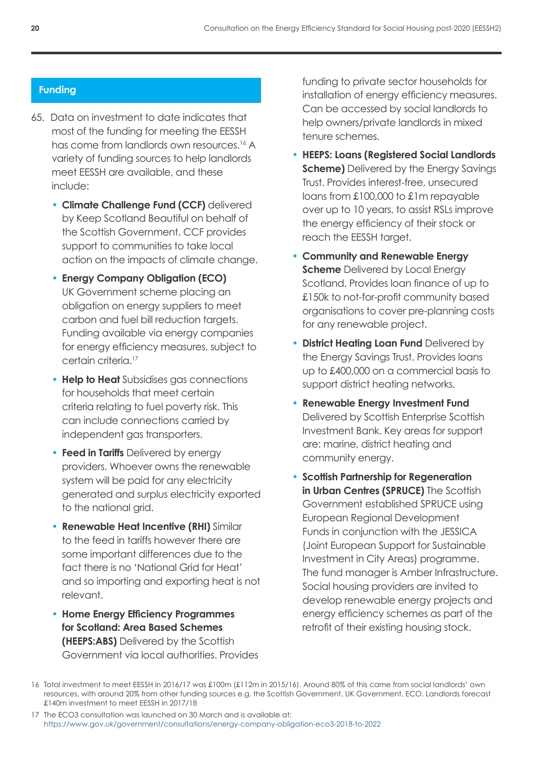## Funding

65. Data on investment to date indicates that most of the funding for meeting the EESSH has come from landlords own resources.[16] A variety of funding sources to help landlords meet EESSH are available, and these include:

- **Climate Challenge Fund (CCF)** delivered by Keep Scotland Beautiful on behalf of the Scottish Government. CCF provides support to communities to take local action on the impacts of climate change.
- **Energy Company Obligation (ECO)** UK Government scheme placing an obligation on energy suppliers to meet carbon and fuel bill reduction targets. Funding available via energy companies for energy efficiency measures, subject to certain criteria.[17]
- **Help to Heat** Subsidises gas connections for households that meet certain criteria relating to fuel poverty risk. This can include connections carried by independent gas transporters.
- **Feed in Tariffs** Delivered by energy providers. Whoever owns the renewable system will be paid for any electricity generated and surplus electricity exported to the national grid.
- **Renewable Heat Incentive (RHI)** Similar to the feed in tariffs however there are some important differences due to the fact there is no 'National Grid for Heat' and so importing and exporting heat is not relevant.
- **Home Energy Efficiency Programmes for Scotland: Area Based Schemes (HEEPS:ABS)** Delivered by the Scottish Government via local authorities. Provides funding to private sector households for installation of energy efficiency measures. Can be accessed by social landlords to help owners/private landlords in mixed tenure schemes.
- **HEEPS: Loans (Registered Social Landlords Scheme)** Delivered by the Energy Savings Trust. Provides interest-free, unsecured loans from £100,000 to £1m repayable over up to 10 years, to assist RSLs improve the energy efficiency of their stock or reach the EESSH target.
- **Community and Renewable Energy Scheme** Delivered by Local Energy Scotland. Provides loan finance of up to £150k to not-for-profit community based organisations to cover pre-planning costs for any renewable project.
- **District Heating Loan Fund** Delivered by the Energy Savings Trust. Provides loans up to £400,000 on a commercial basis to support district heating networks.
- **Renewable Energy Investment Fund** Delivered by Scottish Enterprise Scottish Investment Bank. Key areas for support are: marine, district heating and community energy.
- **Scottish Partnership for Regeneration in Urban Centres (SPRUCE)** The Scottish Government established SPRUCE using European Regional Development Funds in conjunction with the JESSICA (Joint European Support for Sustainable Investment in City Areas) programme. The fund manager is Amber Infrastructure. Social housing providers are invited to develop renewable energy projects and energy efficiency schemes as part of the retrofit of their existing housing stock.

---

16 Total investment to meet EESSH in 2016/17 was £100m (£112m in 2015/16). Around 80% of this came from social landlords' own resources, with around 20% from other funding sources e.g. the Scottish Government, UK Government, ECO. Landlords forecast £140m investment to meet EESSH in 2017/18

17 The ECO3 consultation was launched on 30 March and is available at: https://www.gov.uk/government/consultations/energy-company-obligation-eco3-2018-to-2022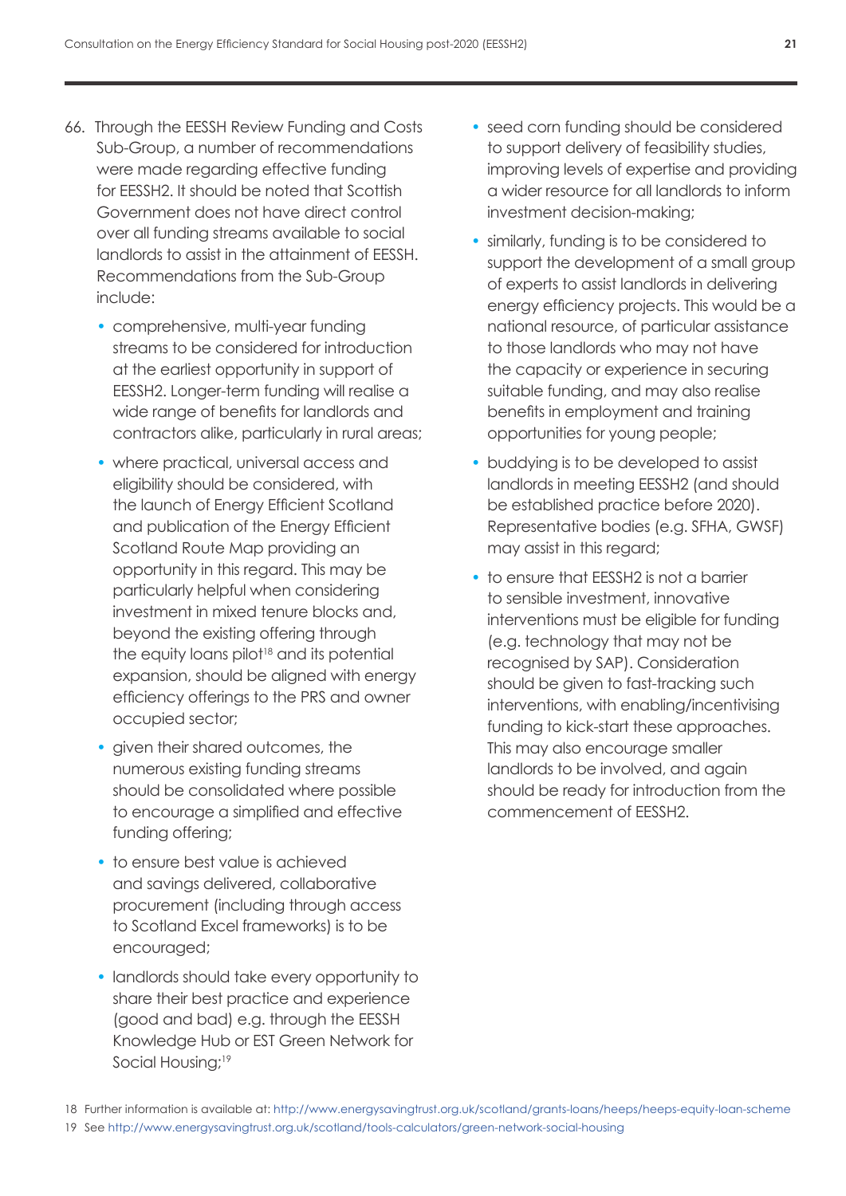66. Through the EESSH Review Funding and Costs Sub-Group, a number of recommendations were made regarding effective funding for EESSH2. It should be noted that Scottish Government does not have direct control over all funding streams available to social landlords to assist in the attainment of EESSH. Recommendations from the Sub-Group include:

    - comprehensive, multi-year funding streams to be considered for introduction at the earliest opportunity in support of EESSH2. Longer-term funding will realise a wide range of benefits for landlords and contractors alike, particularly in rural areas;
    - where practical, universal access and eligibility should be considered, with the launch of Energy Efficient Scotland and publication of the Energy Efficient Scotland Route Map providing an opportunity in this regard. This may be particularly helpful when considering investment in mixed tenure blocks and, beyond the existing offering through the equity loans pilot[18] and its potential expansion, should be aligned with energy efficiency offerings to the PRS and owner occupied sector;
    - given their shared outcomes, the numerous existing funding streams should be consolidated where possible to encourage a simplified and effective funding offering;
    - to ensure best value is achieved and savings delivered, collaborative procurement (including through access to Scotland Excel frameworks) is to be encouraged;
    - landlords should take every opportunity to share their best practice and experience (good and bad) e.g. through the EESSH Knowledge Hub or EST Green Network for Social Housing;[19]
    - seed corn funding should be considered to support delivery of feasibility studies, improving levels of expertise and providing a wider resource for all landlords to inform investment decision-making;
    - similarly, funding is to be considered to support the development of a small group of experts to assist landlords in delivering energy efficiency projects. This would be a national resource, of particular assistance to those landlords who may not have the capacity or experience in securing suitable funding, and may also realise benefits in employment and training opportunities for young people;
    - buddying is to be developed to assist landlords in meeting EESSH2 (and should be established practice before 2020). Representative bodies (e.g. SFHA, GWSF) may assist in this regard;
    - to ensure that EESSH2 is not a barrier to sensible investment, innovative interventions must be eligible for funding (e.g. technology that may not be recognised by SAP). Consideration should be given to fast-tracking such interventions, with enabling/incentivising funding to kick-start these approaches. This may also encourage smaller landlords to be involved, and again should be ready for introduction from the commencement of EESSH2.

18 Further information is available at: http://www.energysavingtrust.org.uk/scotland/grants-loans/heeps/heeps-equity-loan-scheme

19 See http://www.energysavingtrust.org.uk/scotland/tools-calculators/green-network-social-housing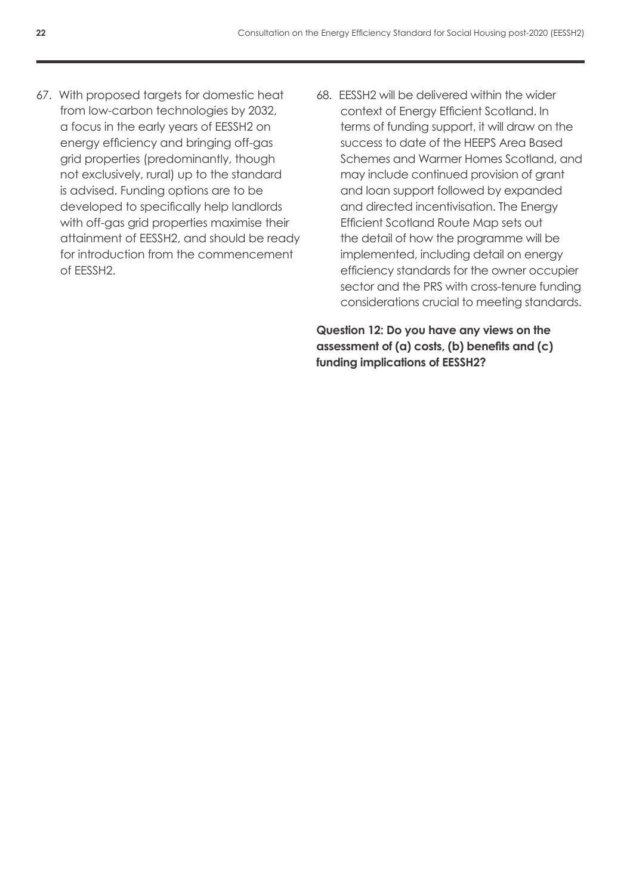67. With proposed targets for domestic heat from low-carbon technologies by 2032, a focus in the early years of EESSH2 on energy efficiency and bringing off-gas grid properties (predominantly, though not exclusively, rural) up to the standard is advised. Funding options are to be developed to specifically help landlords with off-gas grid properties maximise their attainment of EESSH2, and should be ready for introduction from the commencement of EESSH2.

68. EESSH2 will be delivered within the wider context of Energy Efficient Scotland. In terms of funding support, it will draw on the success to date of the HEEPS Area Based Schemes and Warmer Homes Scotland, and may include continued provision of grant and loan support followed by expanded and directed incentivisation. The Energy Efficient Scotland Route Map sets out the detail of how the programme will be implemented, including detail on energy efficiency standards for the owner occupier sector and the PRS with cross-tenure funding considerations crucial to meeting standards.

**Question 12: Do you have any views on the assessment of (a) costs, (b) benefits and (c) funding implications of EESSH2?**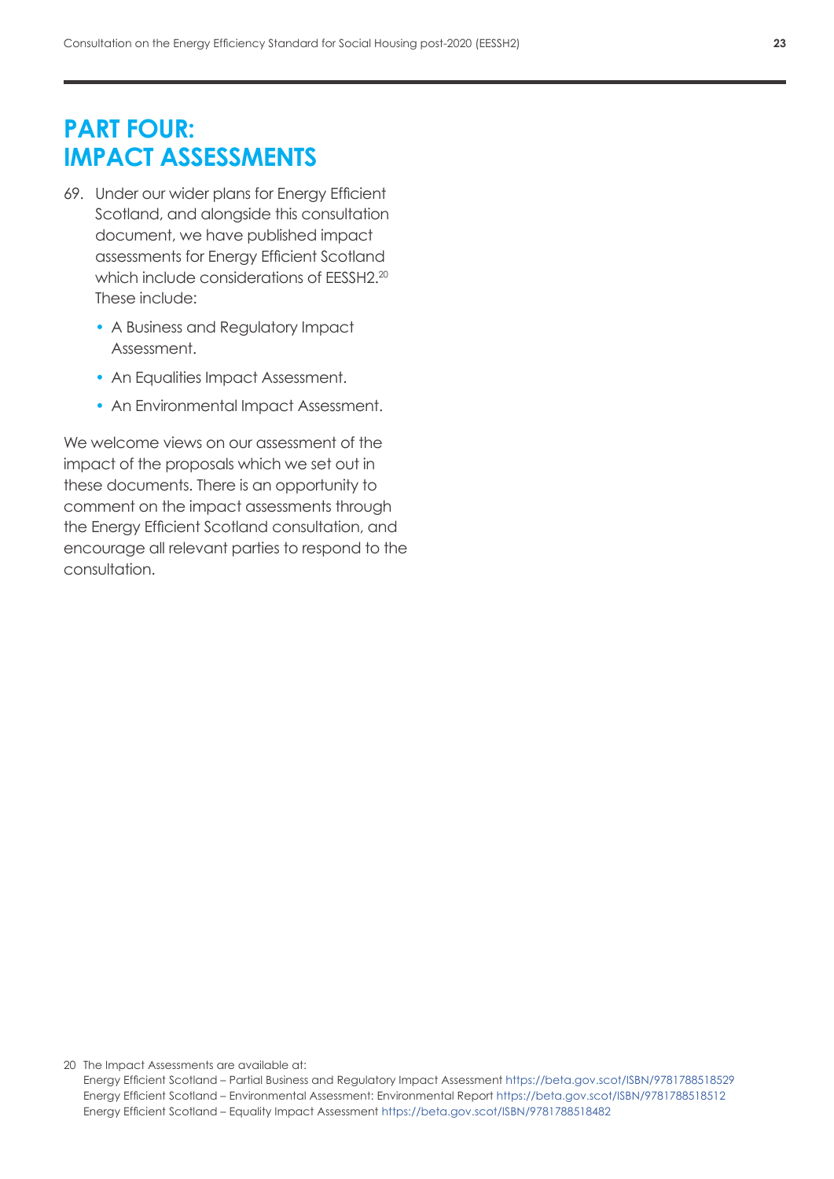# PART FOUR: IMPACT ASSESSMENTS

69. Under our wider plans for Energy Efficient Scotland, and alongside this consultation document, we have published impact assessments for Energy Efficient Scotland which include considerations of EESSH2.[20] These include:

    - A Business and Regulatory Impact Assessment.
    - An Equalities Impact Assessment.
    - An Environmental Impact Assessment.

We welcome views on our assessment of the impact of the proposals which we set out in these documents. There is an opportunity to comment on the impact assessments through the Energy Efficient Scotland consultation, and encourage all relevant parties to respond to the consultation.

20 The Impact Assessments are available at:
Energy Efficient Scotland – Partial Business and Regulatory Impact Assessment https://beta.gov.scot/ISBN/9781788518529
Energy Efficient Scotland – Environmental Assessment: Environmental Report https://beta.gov.scot/ISBN/9781788518512
Energy Efficient Scotland – Equality Impact Assessment https://beta.gov.scot/ISBN/9781788518482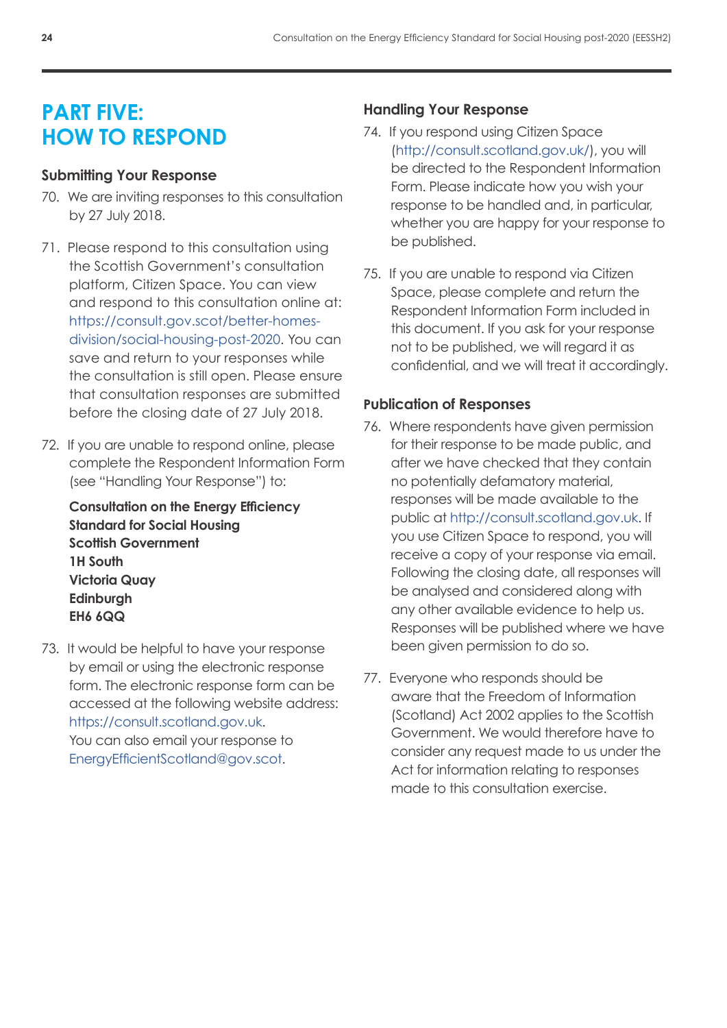# PART FIVE: HOW TO RESPOND

### Submitting Your Response

70. We are inviting responses to this consultation by 27 July 2018.

71. Please respond to this consultation using the Scottish Government's consultation platform, Citizen Space. You can view and respond to this consultation online at: https://consult.gov.scot/better-homes-division/social-housing-post-2020. You can save and return to your responses while the consultation is still open. Please ensure that consultation responses are submitted before the closing date of 27 July 2018.

72. If you are unable to respond online, please complete the Respondent Information Form (see "Handling Your Response") to:

    **Consultation on the Energy Efficiency Standard for Social Housing**
    **Scottish Government**
    **1H South**
    **Victoria Quay**
    **Edinburgh**
    **EH6 6QQ**

73. It would be helpful to have your response by email or using the electronic response form. The electronic response form can be accessed at the following website address: https://consult.scotland.gov.uk. You can also email your response to EnergyEfficientScotland@gov.scot.

### Handling Your Response

74. If you respond using Citizen Space (http://consult.scotland.gov.uk/), you will be directed to the Respondent Information Form. Please indicate how you wish your response to be handled and, in particular, whether you are happy for your response to be published.

75. If you are unable to respond via Citizen Space, please complete and return the Respondent Information Form included in this document. If you ask for your response not to be published, we will regard it as confidential, and we will treat it accordingly.

### Publication of Responses

76. Where respondents have given permission for their response to be made public, and after we have checked that they contain no potentially defamatory material, responses will be made available to the public at http://consult.scotland.gov.uk. If you use Citizen Space to respond, you will receive a copy of your response via email. Following the closing date, all responses will be analysed and considered along with any other available evidence to help us. Responses will be published where we have been given permission to do so.

77. Everyone who responds should be aware that the Freedom of Information (Scotland) Act 2002 applies to the Scottish Government. We would therefore have to consider any request made to us under the Act for information relating to responses made to this consultation exercise.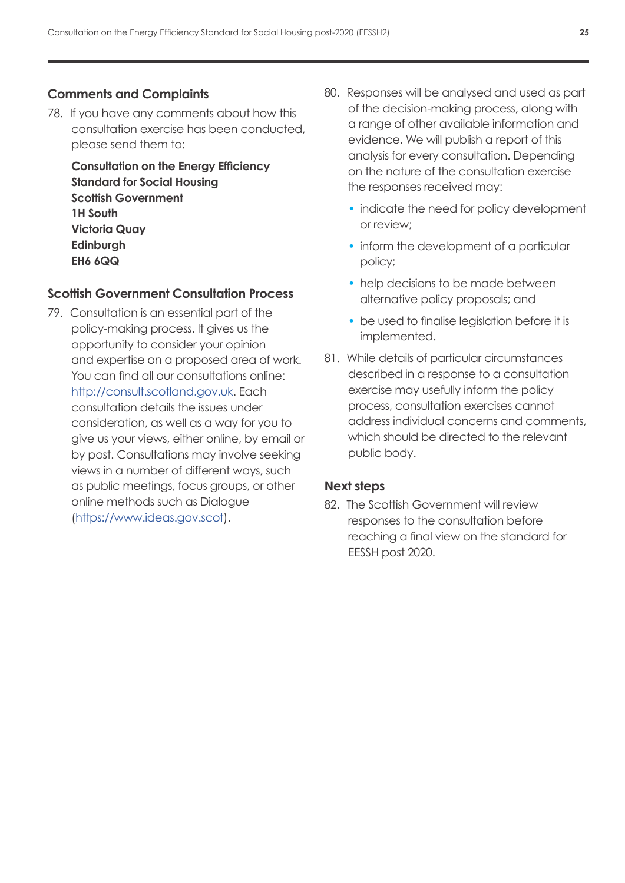## Comments and Complaints

78. If you have any comments about how this consultation exercise has been conducted, please send them to:

    **Consultation on the Energy Efficiency Standard for Social Housing**
    **Scottish Government**
    **1H South**
    **Victoria Quay**
    **Edinburgh**
    **EH6 6QQ**

## Scottish Government Consultation Process

79. Consultation is an essential part of the policy-making process. It gives us the opportunity to consider your opinion and expertise on a proposed area of work. You can find all our consultations online: http://consult.scotland.gov.uk. Each consultation details the issues under consideration, as well as a way for you to give us your views, either online, by email or by post. Consultations may involve seeking views in a number of different ways, such as public meetings, focus groups, or other online methods such as Dialogue (https://www.ideas.gov.scot).

80. Responses will be analysed and used as part of the decision-making process, along with a range of other available information and evidence. We will publish a report of this analysis for every consultation. Depending on the nature of the consultation exercise the responses received may:

    - indicate the need for policy development or review;
    - inform the development of a particular policy;
    - help decisions to be made between alternative policy proposals; and
    - be used to finalise legislation before it is implemented.

81. While details of particular circumstances described in a response to a consultation exercise may usefully inform the policy process, consultation exercises cannot address individual concerns and comments, which should be directed to the relevant public body.

## Next steps

82. The Scottish Government will review responses to the consultation before reaching a final view on the standard for EESSH post 2020.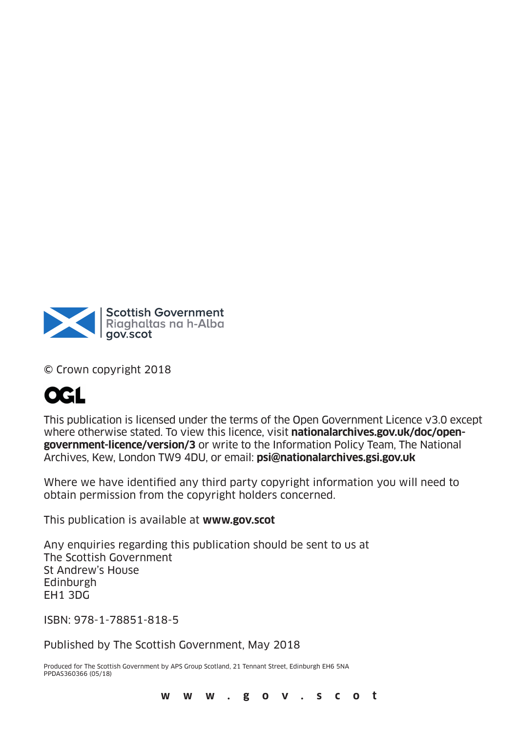Scottish Government
Riaghaltas na h-Alba
gov.scot

© Crown copyright 2018

OGL

This publication is licensed under the terms of the Open Government Licence v3.0 except where otherwise stated. To view this licence, visit **nationalarchives.gov.uk/doc/open-government-licence/version/3** or write to the Information Policy Team, The National Archives, Kew, London TW9 4DU, or email: **psi@nationalarchives.gsi.gov.uk**

Where we have identified any third party copyright information you will need to obtain permission from the copyright holders concerned.

This publication is available at **www.gov.scot**

Any enquiries regarding this publication should be sent to us at
The Scottish Government
St Andrew's House
Edinburgh
EH1 3DG

ISBN: 978-1-78851-818-5

Published by The Scottish Government, May 2018

Produced for The Scottish Government by APS Group Scotland, 21 Tennant Street, Edinburgh EH6 5NA
PPDAS360366 (05/18)

**w w w . g o v . s c o t**